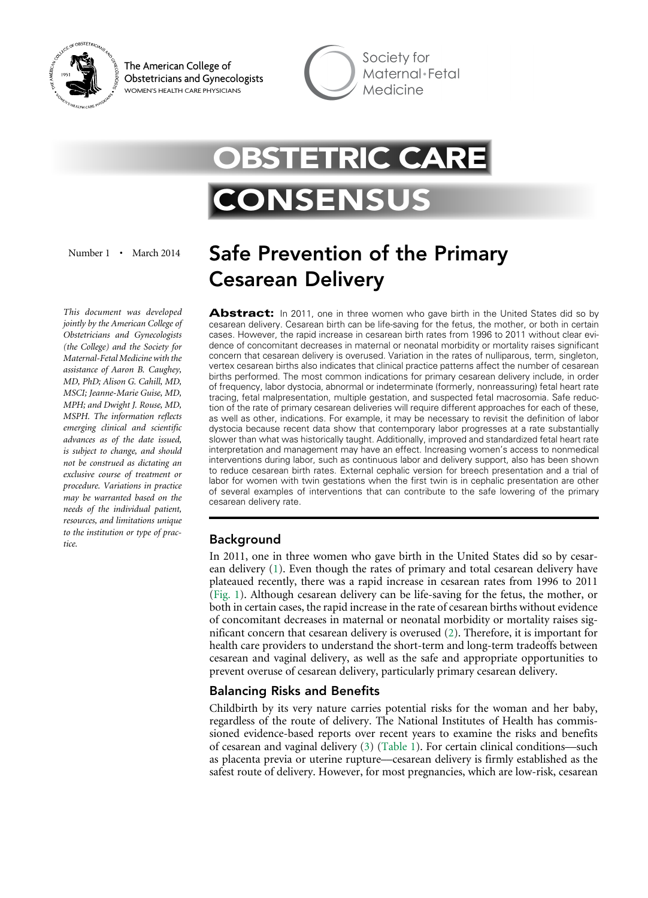The American College of Obstetricians and Gynecologists
WOMEN'S HEALTH CARE PHYSICIANS

Society for Maternal•Fetal Medicine

# OBSTETRIC CARE CONSENSUS

Number 1 • March 2014

*This document was developed jointly by the American College of Obstetricians and Gynecologists (the College) and the Society for Maternal-Fetal Medicine with the assistance of Aaron B. Caughey, MD, PhD; Alison G. Cahill, MD, MSCI; Jeanne-Marie Guise, MD, MPH; and Dwight J. Rouse, MD, MSPH. The information reflects emerging clinical and scientific advances as of the date issued, is subject to change, and should not be construed as dictating an exclusive course of treatment or procedure. Variations in practice may be warranted based on the needs of the individual patient, resources, and limitations unique to the institution or type of practice.*

# Safe Prevention of the Primary Cesarean Delivery

**Abstract:** In 2011, one in three women who gave birth in the United States did so by cesarean delivery. Cesarean birth can be life-saving for the fetus, the mother, or both in certain cases. However, the rapid increase in cesarean birth rates from 1996 to 2011 without clear evidence of concomitant decreases in maternal or neonatal morbidity or mortality raises significant concern that cesarean delivery is overused. Variation in the rates of nulliparous, term, singleton, vertex cesarean births also indicates that clinical practice patterns affect the number of cesarean births performed. The most common indications for primary cesarean delivery include, in order of frequency, labor dystocia, abnormal or indeterminate (formerly, nonreassuring) fetal heart rate tracing, fetal malpresentation, multiple gestation, and suspected fetal macrosomia. Safe reduction of the rate of primary cesarean deliveries will require different approaches for each of these, as well as other, indications. For example, it may be necessary to revisit the definition of labor dystocia because recent data show that contemporary labor progresses at a rate substantially slower than what was historically taught. Additionally, improved and standardized fetal heart rate interpretation and management may have an effect. Increasing women's access to nonmedical interventions during labor, such as continuous labor and delivery support, also has been shown to reduce cesarean birth rates. External cephalic version for breech presentation and a trial of labor for women with twin gestations when the first twin is in cephalic presentation are other of several examples of interventions that can contribute to the safe lowering of the primary cesarean delivery rate.

## Background

In 2011, one in three women who gave birth in the United States did so by cesarean delivery (1). Even though the rates of primary and total cesarean delivery have plateaued recently, there was a rapid increase in cesarean rates from 1996 to 2011 (Fig. 1). Although cesarean delivery can be life-saving for the fetus, the mother, or both in certain cases, the rapid increase in the rate of cesarean births without evidence of concomitant decreases in maternal or neonatal morbidity or mortality raises significant concern that cesarean delivery is overused (2). Therefore, it is important for health care providers to understand the short-term and long-term tradeoffs between cesarean and vaginal delivery, as well as the safe and appropriate opportunities to prevent overuse of cesarean delivery, particularly primary cesarean delivery.

## Balancing Risks and Benefits

Childbirth by its very nature carries potential risks for the woman and her baby, regardless of the route of delivery. The National Institutes of Health has commissioned evidence-based reports over recent years to examine the risks and benefits of cesarean and vaginal delivery (3) (Table 1). For certain clinical conditions—such as placenta previa or uterine rupture—cesarean delivery is firmly established as the safest route of delivery. However, for most pregnancies, which are low-risk, cesarean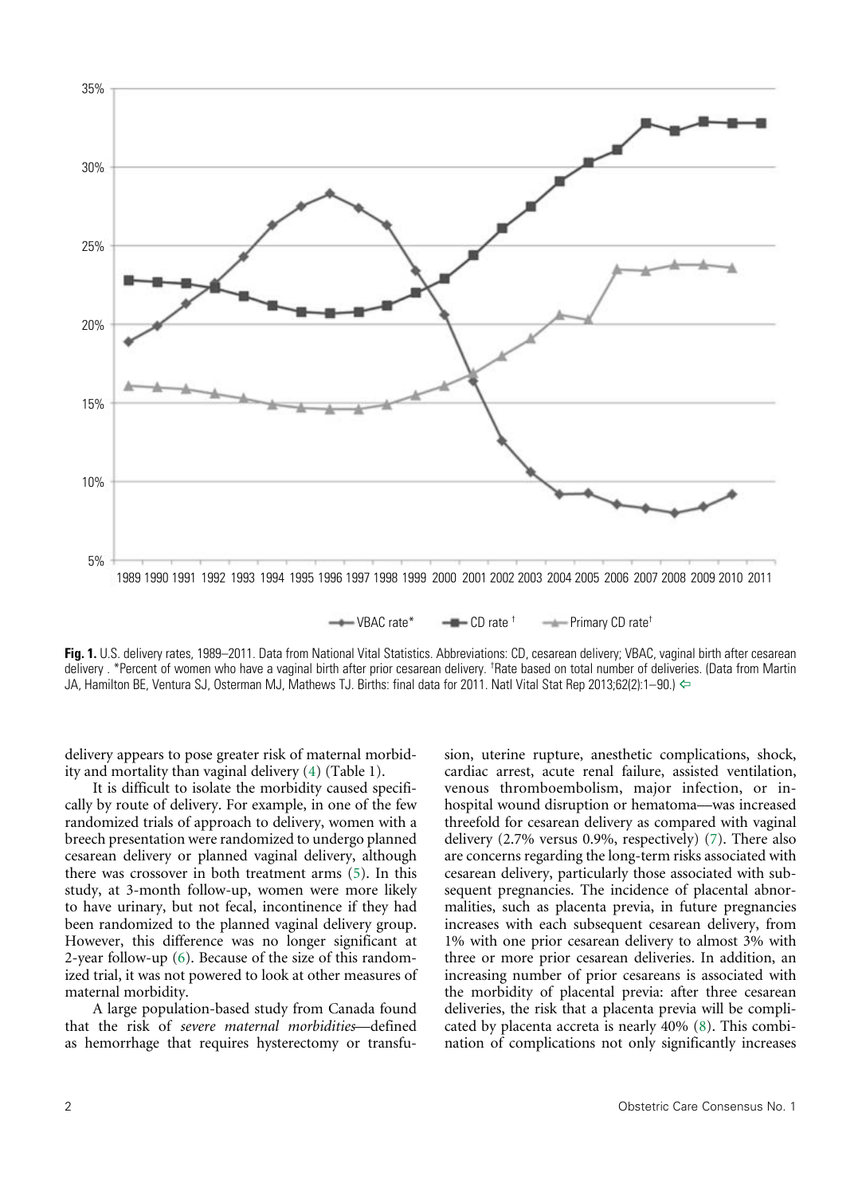Fig. 1. U.S. delivery rates, 1989–2011. Data from National Vital Statistics. Abbreviations: CD, cesarean delivery; VBAC, vaginal birth after cesarean delivery . *Percent of women who have a vaginal birth after prior cesarean delivery. †Rate based on total number of deliveries. (Data from Martin JA, Hamilton BE, Ventura SJ, Osterman MJ, Mathews TJ. Births: final data for 2011. Natl Vital Stat Rep 2013;62(2):1–90.)

delivery appears to pose greater risk of maternal morbidity and mortality than vaginal delivery (4) (Table 1).

It is difficult to isolate the morbidity caused specifically by route of delivery. For example, in one of the few randomized trials of approach to delivery, women with a breech presentation were randomized to undergo planned cesarean delivery or planned vaginal delivery, although there was crossover in both treatment arms (5). In this study, at 3-month follow-up, women were more likely to have urinary, but not fecal, incontinence if they had been randomized to the planned vaginal delivery group. However, this difference was no longer significant at 2-year follow-up (6). Because of the size of this randomized trial, it was not powered to look at other measures of maternal morbidity.

A large population-based study from Canada found that the risk of *severe maternal morbidities*—defined as hemorrhage that requires hysterectomy or transfusion, uterine rupture, anesthetic complications, shock, cardiac arrest, acute renal failure, assisted ventilation, venous thromboembolism, major infection, or in-hospital wound disruption or hematoma—was increased threefold for cesarean delivery as compared with vaginal delivery (2.7% versus 0.9%, respectively) (7). There also are concerns regarding the long-term risks associated with cesarean delivery, particularly those associated with subsequent pregnancies. The incidence of placental abnormalities, such as placenta previa, in future pregnancies increases with each subsequent cesarean delivery, from 1% with one prior cesarean delivery to almost 3% with three or more prior cesarean deliveries. In addition, an increasing number of prior cesareans is associated with the morbidity of placental previa: after three cesarean deliveries, the risk that a placenta previa will be complicated by placenta accreta is nearly 40% (8). This combination of complications not only significantly increases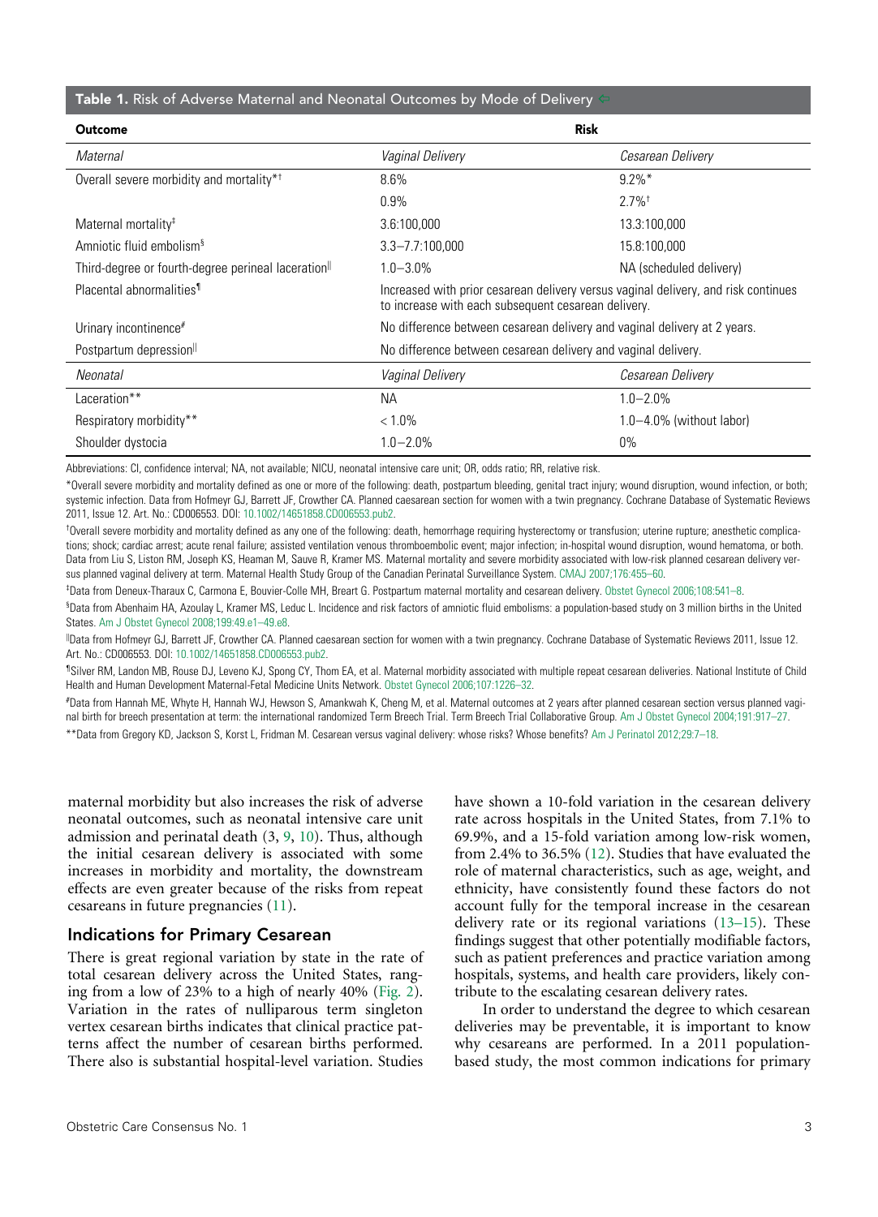**Table 1.** Risk of Adverse Maternal and Neonatal Outcomes by Mode of Delivery

| Outcome | Risk | |
|---|---|---|
| *Maternal* | *Vaginal Delivery* | *Cesarean Delivery* |
| Overall severe morbidity and mortality*† | 8.6% | 9.2%* |
| | 0.9% | 2.7%† |
| Maternal mortality‡ | 3.6:100,000 | 13.3:100,000 |
| Amniotic fluid embolism§ | 3.3–7.7:100,000 | 15.8:100,000 |
| Third-degree or fourth-degree perineal laceration‖ | 1.0–3.0% | NA (scheduled delivery) |
| Placental abnormalities¶ | Increased with prior cesarean delivery versus vaginal delivery, and risk continues to increase with each subsequent cesarean delivery. | |
| Urinary incontinence# | No difference between cesarean delivery and vaginal delivery at 2 years. | |
| Postpartum depression‖ | No difference between cesarean delivery and vaginal delivery. | |
| *Neonatal* | *Vaginal Delivery* | *Cesarean Delivery* |
| Laceration** | NA | 1.0–2.0% |
| Respiratory morbidity** | < 1.0% | 1.0–4.0% (without labor) |
| Shoulder dystocia | 1.0–2.0% | 0% |

Abbreviations: CI, confidence interval; NA, not available; NICU, neonatal intensive care unit; OR, odds ratio; RR, relative risk.

*Overall severe morbidity and mortality defined as one or more of the following: death, postpartum bleeding, genital tract injury; wound disruption, wound infection, or both; systemic infection. Data from Hofmeyr GJ, Barrett JF, Crowther CA. Planned caesarean section for women with a twin pregnancy. Cochrane Database of Systematic Reviews 2011, Issue 12. Art. No.: CD006553. DOI: 10.1002/14651858.CD006553.pub2.

†Overall severe morbidity and mortality defined as any one of the following: death, hemorrhage requiring hysterectomy or transfusion; uterine rupture; anesthetic complications; shock; cardiac arrest; acute renal failure; assisted ventilation venous thromboembolic event; major infection; in-hospital wound disruption, wound hematoma, or both. Data from Liu S, Liston RM, Joseph KS, Heaman M, Sauve R, Kramer MS. Maternal mortality and severe morbidity associated with low-risk planned cesarean delivery versus planned vaginal delivery at term. Maternal Health Study Group of the Canadian Perinatal Surveillance System. CMAJ 2007;176:455–60.

‡Data from Deneux-Tharaux C, Carmona E, Bouvier-Colle MH, Breart G. Postpartum maternal mortality and cesarean delivery. Obstet Gynecol 2006;108:541–8.

§Data from Abenhaim HA, Azoulay L, Kramer MS, Leduc L. Incidence and risk factors of amniotic fluid embolisms: a population-based study on 3 million births in the United States. Am J Obstet Gynecol 2008;199:49.e1–49.e8.

‖Data from Hofmeyr GJ, Barrett JF, Crowther CA. Planned caesarean section for women with a twin pregnancy. Cochrane Database of Systematic Reviews 2011, Issue 12. Art. No.: CD006553. DOI: 10.1002/14651858.CD006553.pub2.

¶Silver RM, Landon MB, Rouse DJ, Leveno KJ, Spong CY, Thom EA, et al. Maternal morbidity associated with multiple repeat cesarean deliveries. National Institute of Child Health and Human Development Maternal-Fetal Medicine Units Network. Obstet Gynecol 2006;107:1226–32.

#Data from Hannah ME, Whyte H, Hannah WJ, Hewson S, Amankwah K, Cheng M, et al. Maternal outcomes at 2 years after planned cesarean section versus planned vaginal birth for breech presentation at term: the international randomized Term Breech Trial. Term Breech Trial Collaborative Group. Am J Obstet Gynecol 2004;191:917–27.

**Data from Gregory KD, Jackson S, Korst L, Fridman M. Cesarean versus vaginal delivery: whose risks? Whose benefits? Am J Perinatol 2012;29:7–18.

maternal morbidity but also increases the risk of adverse neonatal outcomes, such as neonatal intensive care unit admission and perinatal death (3, 9, 10). Thus, although the initial cesarean delivery is associated with some increases in morbidity and mortality, the downstream effects are even greater because of the risks from repeat cesareans in future pregnancies (11).

## Indications for Primary Cesarean

There is great regional variation by state in the rate of total cesarean delivery across the United States, ranging from a low of 23% to a high of nearly 40% (Fig. 2). Variation in the rates of nulliparous term singleton vertex cesarean births indicates that clinical practice patterns affect the number of cesarean births performed. There also is substantial hospital-level variation. Studies have shown a 10-fold variation in the cesarean delivery rate across hospitals in the United States, from 7.1% to 69.9%, and a 15-fold variation among low-risk women, from 2.4% to 36.5% (12). Studies that have evaluated the role of maternal characteristics, such as age, weight, and ethnicity, have consistently found these factors do not account fully for the temporal increase in the cesarean delivery rate or its regional variations (13–15). These findings suggest that other potentially modifiable factors, such as patient preferences and practice variation among hospitals, systems, and health care providers, likely contribute to the escalating cesarean delivery rates.

In order to understand the degree to which cesarean deliveries may be preventable, it is important to know why cesareans are performed. In a 2011 population-based study, the most common indications for primary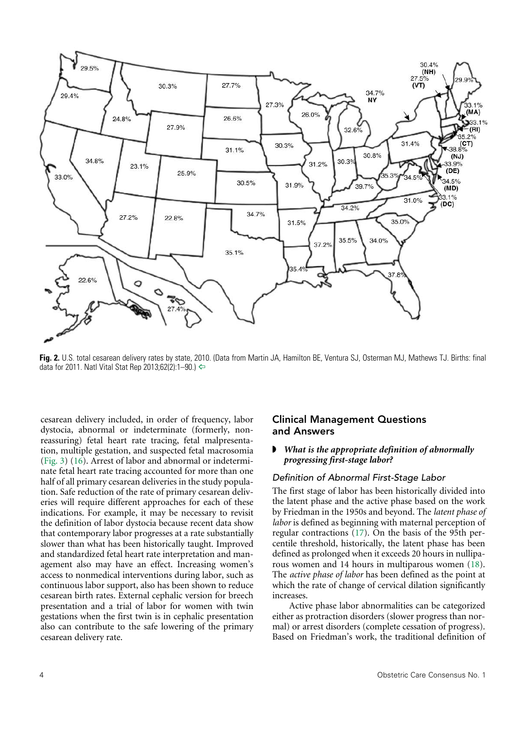**Fig. 2.** U.S. total cesarean delivery rates by state, 2010. (Data from Martin JA, Hamilton BE, Ventura SJ, Osterman MJ, Mathews TJ. Births: final data for 2011. Natl Vital Stat Rep 2013;62(2):1–90.) ⇦

cesarean delivery included, in order of frequency, labor dystocia, abnormal or indeterminate (formerly, nonreassuring) fetal heart rate tracing, fetal malpresentation, multiple gestation, and suspected fetal macrosomia (Fig. 3) (16). Arrest of labor and abnormal or indeterminate fetal heart rate tracing accounted for more than one half of all primary cesarean deliveries in the study population. Safe reduction of the rate of primary cesarean deliveries will require different approaches for each of these indications. For example, it may be necessary to revisit the definition of labor dystocia because recent data show that contemporary labor progresses at a rate substantially slower than what has been historically taught. Improved and standardized fetal heart rate interpretation and management also may have an effect. Increasing women's access to nonmedical interventions during labor, such as continuous labor support, also has been shown to reduce cesarean birth rates. External cephalic version for breech presentation and a trial of labor for women with twin gestations when the first twin is in cephalic presentation also can contribute to the safe lowering of the primary cesarean delivery rate.

## Clinical Management Questions and Answers

### *What is the appropriate definition of abnormally progressing first-stage labor?*

#### *Definition of Abnormal First-Stage Labor*

The first stage of labor has been historically divided into the latent phase and the active phase based on the work by Friedman in the 1950s and beyond. The *latent phase of labor* is defined as beginning with maternal perception of regular contractions (17). On the basis of the 95th percentile threshold, historically, the latent phase has been defined as prolonged when it exceeds 20 hours in nulliparous women and 14 hours in multiparous women (18). The *active phase of labor* has been defined as the point at which the rate of change of cervical dilation significantly increases.

Active phase labor abnormalities can be categorized either as protraction disorders (slower progress than normal) or arrest disorders (complete cessation of progress). Based on Friedman's work, the traditional definition of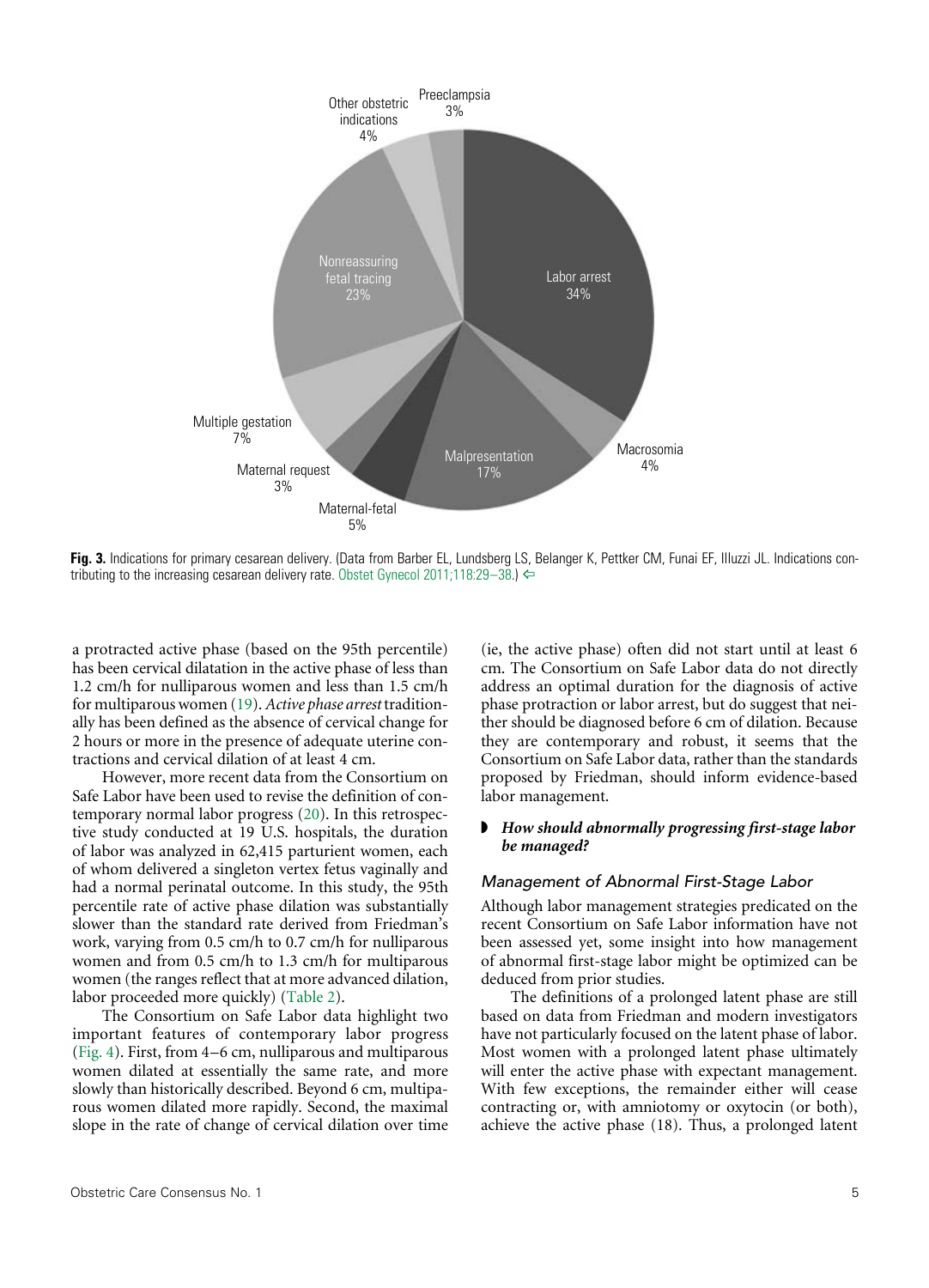Fig. 3. Indications for primary cesarean delivery. (Data from Barber EL, Lundsberg LS, Belanger K, Pettker CM, Funai EF, Illuzzi JL. Indications contributing to the increasing cesarean delivery rate. Obstet Gynecol 2011;118:29–38.) ⇦

a protracted active phase (based on the 95th percentile) has been cervical dilatation in the active phase of less than 1.2 cm/h for nulliparous women and less than 1.5 cm/h for multiparous women (19). *Active phase arrest* traditionally has been defined as the absence of cervical change for 2 hours or more in the presence of adequate uterine contractions and cervical dilation of at least 4 cm.

However, more recent data from the Consortium on Safe Labor have been used to revise the definition of contemporary normal labor progress (20). In this retrospective study conducted at 19 U.S. hospitals, the duration of labor was analyzed in 62,415 parturient women, each of whom delivered a singleton vertex fetus vaginally and had a normal perinatal outcome. In this study, the 95th percentile rate of active phase dilation was substantially slower than the standard rate derived from Friedman's work, varying from 0.5 cm/h to 0.7 cm/h for nulliparous women and from 0.5 cm/h to 1.3 cm/h for multiparous women (the ranges reflect that at more advanced dilation, labor proceeded more quickly) (Table 2).

The Consortium on Safe Labor data highlight two important features of contemporary labor progress (Fig. 4). First, from 4–6 cm, nulliparous and multiparous women dilated at essentially the same rate, and more slowly than historically described. Beyond 6 cm, multiparous women dilated more rapidly. Second, the maximal slope in the rate of change of cervical dilation over time (ie, the active phase) often did not start until at least 6 cm. The Consortium on Safe Labor data do not directly address an optimal duration for the diagnosis of active phase protraction or labor arrest, but do suggest that neither should be diagnosed before 6 cm of dilation. Because they are contemporary and robust, it seems that the Consortium on Safe Labor data, rather than the standards proposed by Friedman, should inform evidence-based labor management.

- ***How should abnormally progressing first-stage labor be managed?***

### Management of Abnormal First-Stage Labor

Although labor management strategies predicated on the recent Consortium on Safe Labor information have not been assessed yet, some insight into how management of abnormal first-stage labor might be optimized can be deduced from prior studies.

The definitions of a prolonged latent phase are still based on data from Friedman and modern investigators have not particularly focused on the latent phase of labor. Most women with a prolonged latent phase ultimately will enter the active phase with expectant management. With few exceptions, the remainder either will cease contracting or, with amniotomy or oxytocin (or both), achieve the active phase (18). Thus, a prolonged latent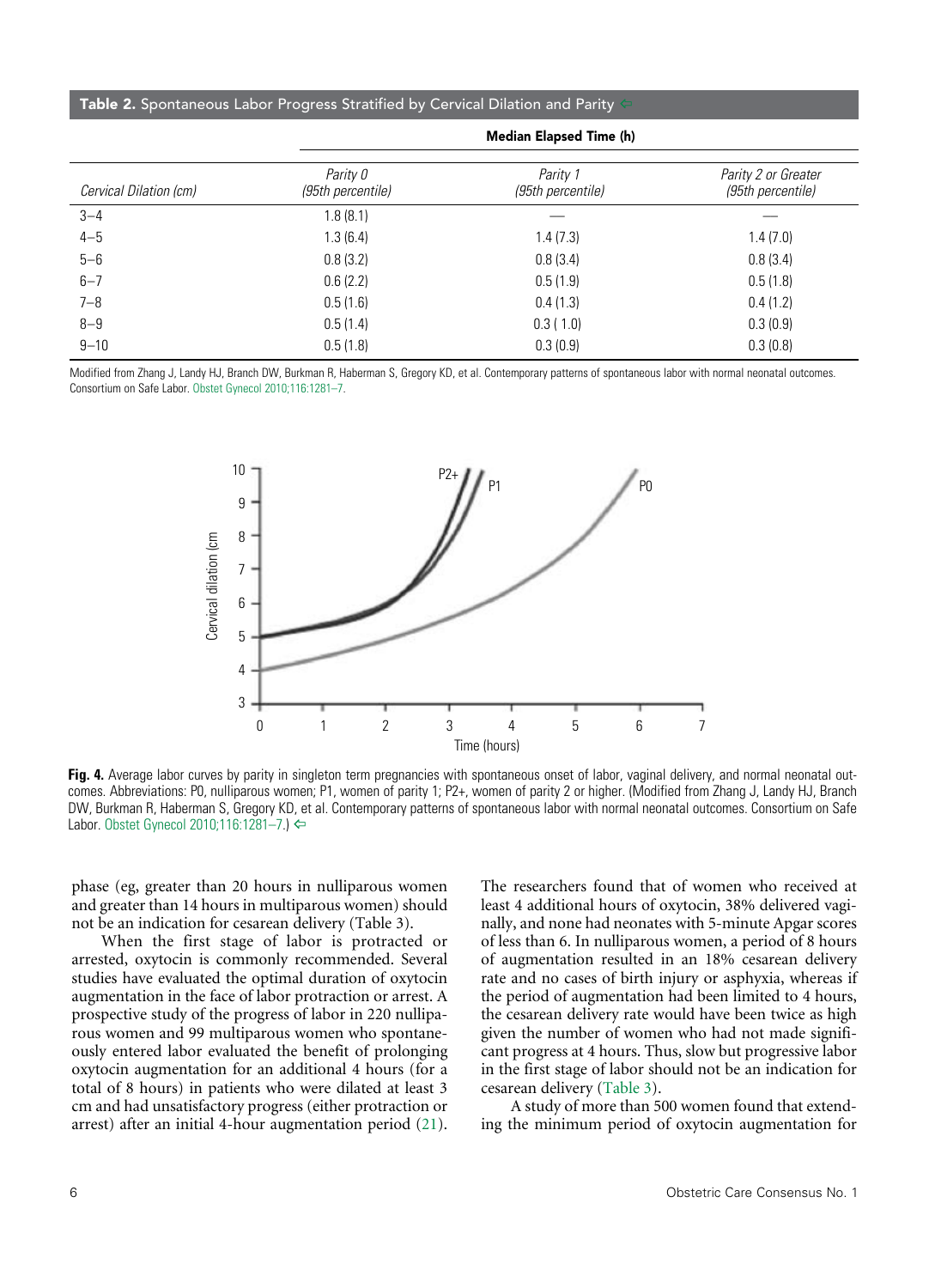**Table 2.** Spontaneous Labor Progress Stratified by Cervical Dilation and Parity

| | Median Elapsed Time (h) | | |
|---|---|---|---|
| Cervical Dilation (cm) | *Parity 0 (95th percentile)* | *Parity 1 (95th percentile)* | *Parity 2 or Greater (95th percentile)* |
| 3–4 | 1.8 (8.1) | — | — |
| 4–5 | 1.3 (6.4) | 1.4 (7.3) | 1.4 (7.0) |
| 5–6 | 0.8 (3.2) | 0.8 (3.4) | 0.8 (3.4) |
| 6–7 | 0.6 (2.2) | 0.5 (1.9) | 0.5 (1.8) |
| 7–8 | 0.5 (1.6) | 0.4 (1.3) | 0.4 (1.2) |
| 8–9 | 0.5 (1.4) | 0.3 ( 1.0) | 0.3 (0.9) |
| 9–10 | 0.5 (1.8) | 0.3 (0.9) | 0.3 (0.8) |

Modified from Zhang J, Landy HJ, Branch DW, Burkman R, Haberman S, Gregory KD, et al. Contemporary patterns of spontaneous labor with normal neonatal outcomes. Consortium on Safe Labor. Obstet Gynecol 2010;116:1281–7.

**Fig. 4.** Average labor curves by parity in singleton term pregnancies with spontaneous onset of labor, vaginal delivery, and normal neonatal outcomes. Abbreviations: P0, nulliparous women; P1, women of parity 1; P2+, women of parity 2 or higher. (Modified from Zhang J, Landy HJ, Branch DW, Burkman R, Haberman S, Gregory KD, et al. Contemporary patterns of spontaneous labor with normal neonatal outcomes. Consortium on Safe Labor. Obstet Gynecol 2010;116:1281–7.)

phase (eg, greater than 20 hours in nulliparous women and greater than 14 hours in multiparous women) should not be an indication for cesarean delivery (Table 3).

When the first stage of labor is protracted or arrested, oxytocin is commonly recommended. Several studies have evaluated the optimal duration of oxytocin augmentation in the face of labor protraction or arrest. A prospective study of the progress of labor in 220 nulliparous women and 99 multiparous women who spontaneously entered labor evaluated the benefit of prolonging oxytocin augmentation for an additional 4 hours (for a total of 8 hours) in patients who were dilated at least 3 cm and had unsatisfactory progress (either protraction or arrest) after an initial 4-hour augmentation period (21). The researchers found that of women who received at least 4 additional hours of oxytocin, 38% delivered vaginally, and none had neonates with 5-minute Apgar scores of less than 6. In nulliparous women, a period of 8 hours of augmentation resulted in an 18% cesarean delivery rate and no cases of birth injury or asphyxia, whereas if the period of augmentation had been limited to 4 hours, the cesarean delivery rate would have been twice as high given the number of women who had not made significant progress at 4 hours. Thus, slow but progressive labor in the first stage of labor should not be an indication for cesarean delivery (Table 3).

A study of more than 500 women found that extending the minimum period of oxytocin augmentation for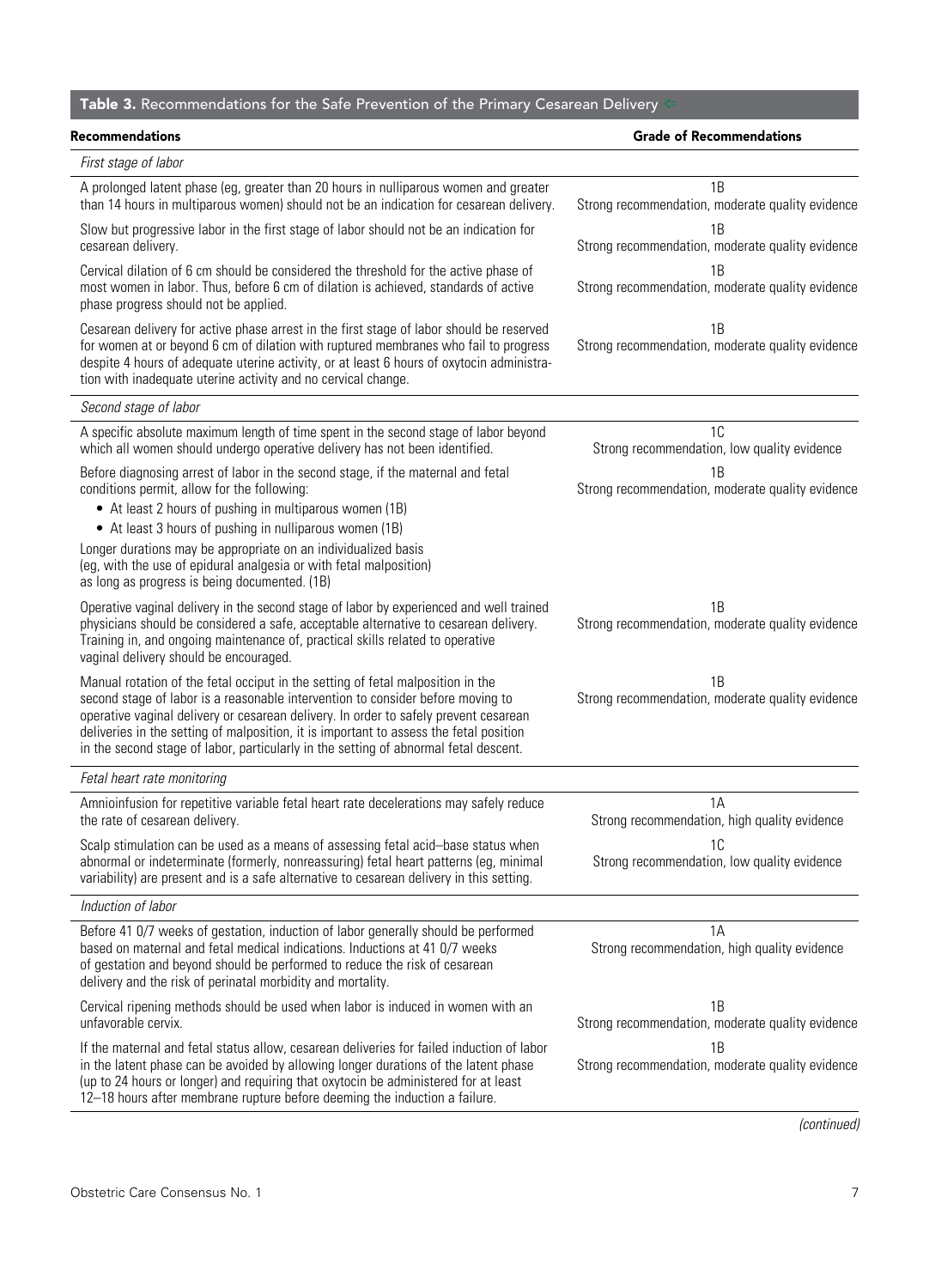**Table 3.** Recommendations for the Safe Prevention of the Primary Cesarean Delivery

| Recommendations | Grade of Recommendations |
|---|---|
| *First stage of labor* | |
| A prolonged latent phase (eg, greater than 20 hours in nulliparous women and greater than 14 hours in multiparous women) should not be an indication for cesarean delivery. | 1B Strong recommendation, moderate quality evidence |
| Slow but progressive labor in the first stage of labor should not be an indication for cesarean delivery. | 1B Strong recommendation, moderate quality evidence |
| Cervical dilation of 6 cm should be considered the threshold for the active phase of most women in labor. Thus, before 6 cm of dilation is achieved, standards of active phase progress should not be applied. | 1B Strong recommendation, moderate quality evidence |
| Cesarean delivery for active phase arrest in the first stage of labor should be reserved for women at or beyond 6 cm of dilation with ruptured membranes who fail to progress despite 4 hours of adequate uterine activity, or at least 6 hours of oxytocin administration with inadequate uterine activity and no cervical change. | 1B Strong recommendation, moderate quality evidence |
| *Second stage of labor* | |
| A specific absolute maximum length of time spent in the second stage of labor beyond which all women should undergo operative delivery has not been identified. | 1C Strong recommendation, low quality evidence |
| Before diagnosing arrest of labor in the second stage, if the maternal and fetal conditions permit, allow for the following: • At least 2 hours of pushing in multiparous women (1B) • At least 3 hours of pushing in nulliparous women (1B) Longer durations may be appropriate on an individualized basis (eg, with the use of epidural analgesia or with fetal malposition) as long as progress is being documented. (1B) | 1B Strong recommendation, moderate quality evidence |
| Operative vaginal delivery in the second stage of labor by experienced and well trained physicians should be considered a safe, acceptable alternative to cesarean delivery. Training in, and ongoing maintenance of, practical skills related to operative vaginal delivery should be encouraged. | 1B Strong recommendation, moderate quality evidence |
| Manual rotation of the fetal occiput in the setting of fetal malposition in the second stage of labor is a reasonable intervention to consider before moving to operative vaginal delivery or cesarean delivery. In order to safely prevent cesarean deliveries in the setting of malposition, it is important to assess the fetal position in the second stage of labor, particularly in the setting of abnormal fetal descent. | 1B Strong recommendation, moderate quality evidence |
| *Fetal heart rate monitoring* | |
| Amnioinfusion for repetitive variable fetal heart rate decelerations may safely reduce the rate of cesarean delivery. | 1A Strong recommendation, high quality evidence |
| Scalp stimulation can be used as a means of assessing fetal acid–base status when abnormal or indeterminate (formerly, nonreassuring) fetal heart patterns (eg, minimal variability) are present and is a safe alternative to cesarean delivery in this setting. | 1C Strong recommendation, low quality evidence |
| *Induction of labor* | |
| Before 41 0/7 weeks of gestation, induction of labor generally should be performed based on maternal and fetal medical indications. Inductions at 41 0/7 weeks of gestation and beyond should be performed to reduce the risk of cesarean delivery and the risk of perinatal morbidity and mortality. | 1A Strong recommendation, high quality evidence |
| Cervical ripening methods should be used when labor is induced in women with an unfavorable cervix. | 1B Strong recommendation, moderate quality evidence |
| If the maternal and fetal status allow, cesarean deliveries for failed induction of labor in the latent phase can be avoided by allowing longer durations of the latent phase (up to 24 hours or longer) and requiring that oxytocin be administered for at least 12–18 hours after membrane rupture before deeming the induction a failure. | 1B Strong recommendation, moderate quality evidence |

*(continued)*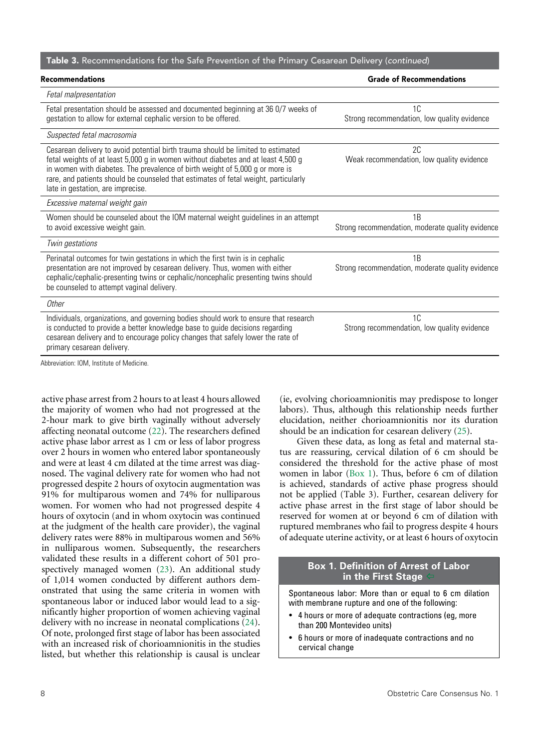**Table 3.** Recommendations for the Safe Prevention of the Primary Cesarean Delivery (*continued*)

| Recommendations | Grade of Recommendations |
|---|---|
| *Fetal malpresentation* | |
| Fetal presentation should be assessed and documented beginning at 36 0/7 weeks of gestation to allow for external cephalic version to be offered. | 1C<br>Strong recommendation, low quality evidence |
| *Suspected fetal macrosomia* | |
| Cesarean delivery to avoid potential birth trauma should be limited to estimated fetal weights of at least 5,000 g in women without diabetes and at least 4,500 g in women with diabetes. The prevalence of birth weight of 5,000 g or more is rare, and patients should be counseled that estimates of fetal weight, particularly late in gestation, are imprecise. | 2C<br>Weak recommendation, low quality evidence |
| *Excessive maternal weight gain* | |
| Women should be counseled about the IOM maternal weight guidelines in an attempt to avoid excessive weight gain. | 1B<br>Strong recommendation, moderate quality evidence |
| *Twin gestations* | |
| Perinatal outcomes for twin gestations in which the first twin is in cephalic presentation are not improved by cesarean delivery. Thus, women with either cephalic/cephalic-presenting twins or cephalic/noncephalic presenting twins should be counseled to attempt vaginal delivery. | 1B<br>Strong recommendation, moderate quality evidence |
| *Other* | |
| Individuals, organizations, and governing bodies should work to ensure that research is conducted to provide a better knowledge base to guide decisions regarding cesarean delivery and to encourage policy changes that safely lower the rate of primary cesarean delivery. | 1C<br>Strong recommendation, low quality evidence |

Abbreviation: IOM, Institute of Medicine.

active phase arrest from 2 hours to at least 4 hours allowed the majority of women who had not progressed at the 2-hour mark to give birth vaginally without adversely affecting neonatal outcome (22). The researchers defined active phase labor arrest as 1 cm or less of labor progress over 2 hours in women who entered labor spontaneously and were at least 4 cm dilated at the time arrest was diagnosed. The vaginal delivery rate for women who had not progressed despite 2 hours of oxytocin augmentation was 91% for multiparous women and 74% for nulliparous women. For women who had not progressed despite 4 hours of oxytocin (and in whom oxytocin was continued at the judgment of the health care provider), the vaginal delivery rates were 88% in multiparous women and 56% in nulliparous women. Subsequently, the researchers validated these results in a different cohort of 501 prospectively managed women (23). An additional study of 1,014 women conducted by different authors demonstrated that using the same criteria in women with spontaneous labor or induced labor would lead to a significantly higher proportion of women achieving vaginal delivery with no increase in neonatal complications (24). Of note, prolonged first stage of labor has been associated with an increased risk of chorioamnionitis in the studies listed, but whether this relationship is causal is unclear (ie, evolving chorioamnionitis may predispose to longer labors). Thus, although this relationship needs further elucidation, neither chorioamnionitis nor its duration should be an indication for cesarean delivery (25).

Given these data, as long as fetal and maternal status are reassuring, cervical dilation of 6 cm should be considered the threshold for the active phase of most women in labor (Box 1). Thus, before 6 cm of dilation is achieved, standards of active phase progress should not be applied (Table 3). Further, cesarean delivery for active phase arrest in the first stage of labor should be reserved for women at or beyond 6 cm of dilation with ruptured membranes who fail to progress despite 4 hours of adequate uterine activity, or at least 6 hours of oxytocin

**Box 1. Definition of Arrest of Labor in the First Stage**

Spontaneous labor: More than or equal to 6 cm dilation with membrane rupture and one of the following:

- 4 hours or more of adequate contractions (eg, more than 200 Montevideo units)
- 6 hours or more of inadequate contractions and no cervical change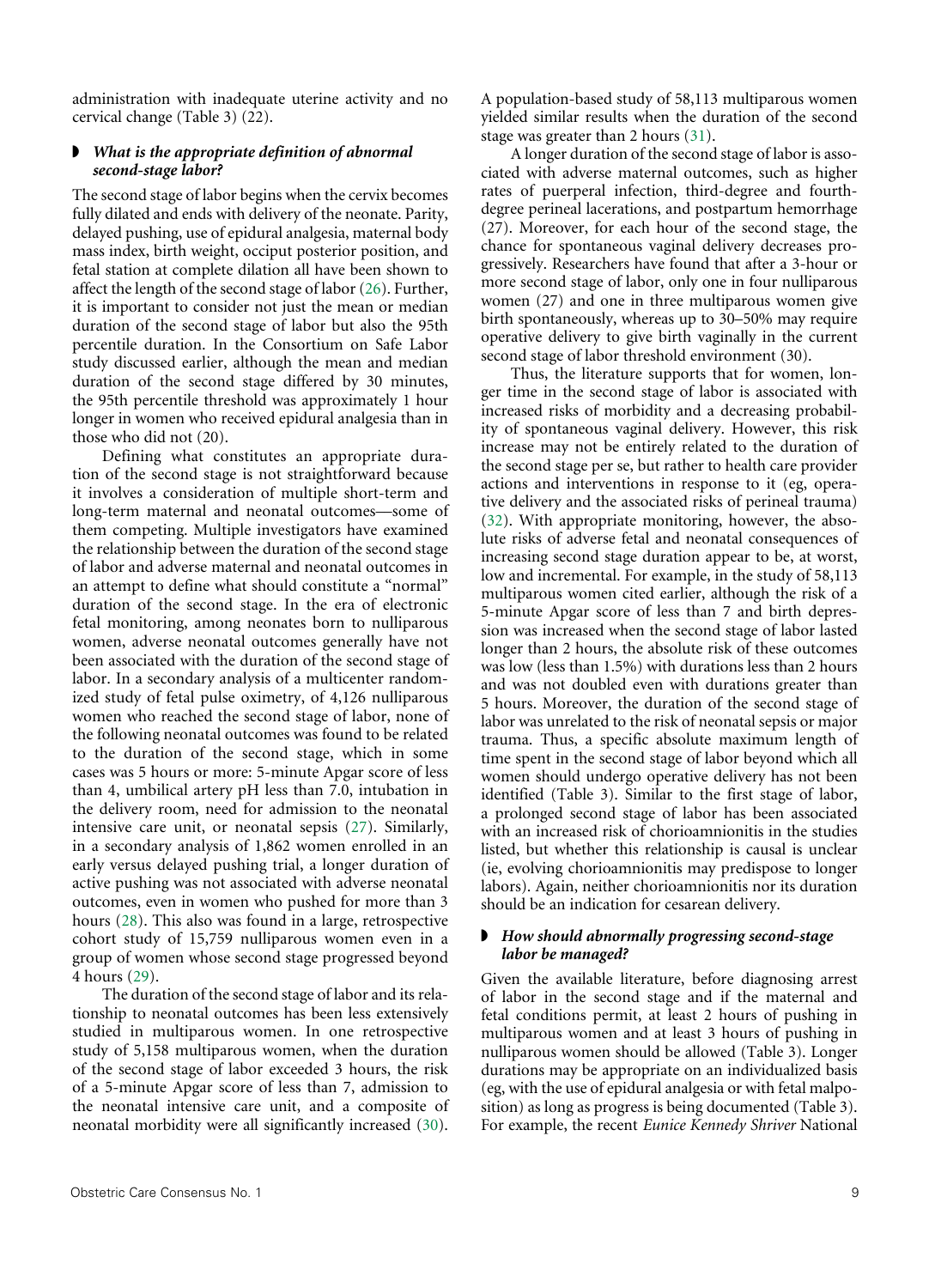administration with inadequate uterine activity and no cervical change (Table 3) (22).

### *What is the appropriate definition of abnormal second-stage labor?*

The second stage of labor begins when the cervix becomes fully dilated and ends with delivery of the neonate. Parity, delayed pushing, use of epidural analgesia, maternal body mass index, birth weight, occiput posterior position, and fetal station at complete dilation all have been shown to affect the length of the second stage of labor (26). Further, it is important to consider not just the mean or median duration of the second stage of labor but also the 95th percentile duration. In the Consortium on Safe Labor study discussed earlier, although the mean and median duration of the second stage differed by 30 minutes, the 95th percentile threshold was approximately 1 hour longer in women who received epidural analgesia than in those who did not (20).

Defining what constitutes an appropriate duration of the second stage is not straightforward because it involves a consideration of multiple short-term and long-term maternal and neonatal outcomes—some of them competing. Multiple investigators have examined the relationship between the duration of the second stage of labor and adverse maternal and neonatal outcomes in an attempt to define what should constitute a "normal" duration of the second stage. In the era of electronic fetal monitoring, among neonates born to nulliparous women, adverse neonatal outcomes generally have not been associated with the duration of the second stage of labor. In a secondary analysis of a multicenter randomized study of fetal pulse oximetry, of 4,126 nulliparous women who reached the second stage of labor, none of the following neonatal outcomes was found to be related to the duration of the second stage, which in some cases was 5 hours or more: 5-minute Apgar score of less than 4, umbilical artery pH less than 7.0, intubation in the delivery room, need for admission to the neonatal intensive care unit, or neonatal sepsis (27). Similarly, in a secondary analysis of 1,862 women enrolled in an early versus delayed pushing trial, a longer duration of active pushing was not associated with adverse neonatal outcomes, even in women who pushed for more than 3 hours (28). This also was found in a large, retrospective cohort study of 15,759 nulliparous women even in a group of women whose second stage progressed beyond 4 hours (29).

The duration of the second stage of labor and its relationship to neonatal outcomes has been less extensively studied in multiparous women. In one retrospective study of 5,158 multiparous women, when the duration of the second stage of labor exceeded 3 hours, the risk of a 5-minute Apgar score of less than 7, admission to the neonatal intensive care unit, and a composite of neonatal morbidity were all significantly increased (30). A population-based study of 58,113 multiparous women yielded similar results when the duration of the second stage was greater than 2 hours (31).

A longer duration of the second stage of labor is associated with adverse maternal outcomes, such as higher rates of puerperal infection, third-degree and fourth-degree perineal lacerations, and postpartum hemorrhage (27). Moreover, for each hour of the second stage, the chance for spontaneous vaginal delivery decreases progressively. Researchers have found that after a 3-hour or more second stage of labor, only one in four nulliparous women (27) and one in three multiparous women give birth spontaneously, whereas up to 30–50% may require operative delivery to give birth vaginally in the current second stage of labor threshold environment (30).

Thus, the literature supports that for women, longer time in the second stage of labor is associated with increased risks of morbidity and a decreasing probability of spontaneous vaginal delivery. However, this risk increase may not be entirely related to the duration of the second stage per se, but rather to health care provider actions and interventions in response to it (eg, operative delivery and the associated risks of perineal trauma) (32). With appropriate monitoring, however, the absolute risks of adverse fetal and neonatal consequences of increasing second stage duration appear to be, at worst, low and incremental. For example, in the study of 58,113 multiparous women cited earlier, although the risk of a 5-minute Apgar score of less than 7 and birth depression was increased when the second stage of labor lasted longer than 2 hours, the absolute risk of these outcomes was low (less than 1.5%) with durations less than 2 hours and was not doubled even with durations greater than 5 hours. Moreover, the duration of the second stage of labor was unrelated to the risk of neonatal sepsis or major trauma. Thus, a specific absolute maximum length of time spent in the second stage of labor beyond which all women should undergo operative delivery has not been identified (Table 3). Similar to the first stage of labor, a prolonged second stage of labor has been associated with an increased risk of chorioamnionitis in the studies listed, but whether this relationship is causal is unclear (ie, evolving chorioamnionitis may predispose to longer labors). Again, neither chorioamnionitis nor its duration should be an indication for cesarean delivery.

### *How should abnormally progressing second-stage labor be managed?*

Given the available literature, before diagnosing arrest of labor in the second stage and if the maternal and fetal conditions permit, at least 2 hours of pushing in multiparous women and at least 3 hours of pushing in nulliparous women should be allowed (Table 3). Longer durations may be appropriate on an individualized basis (eg, with the use of epidural analgesia or with fetal malposition) as long as progress is being documented (Table 3). For example, the recent *Eunice Kennedy Shriver* National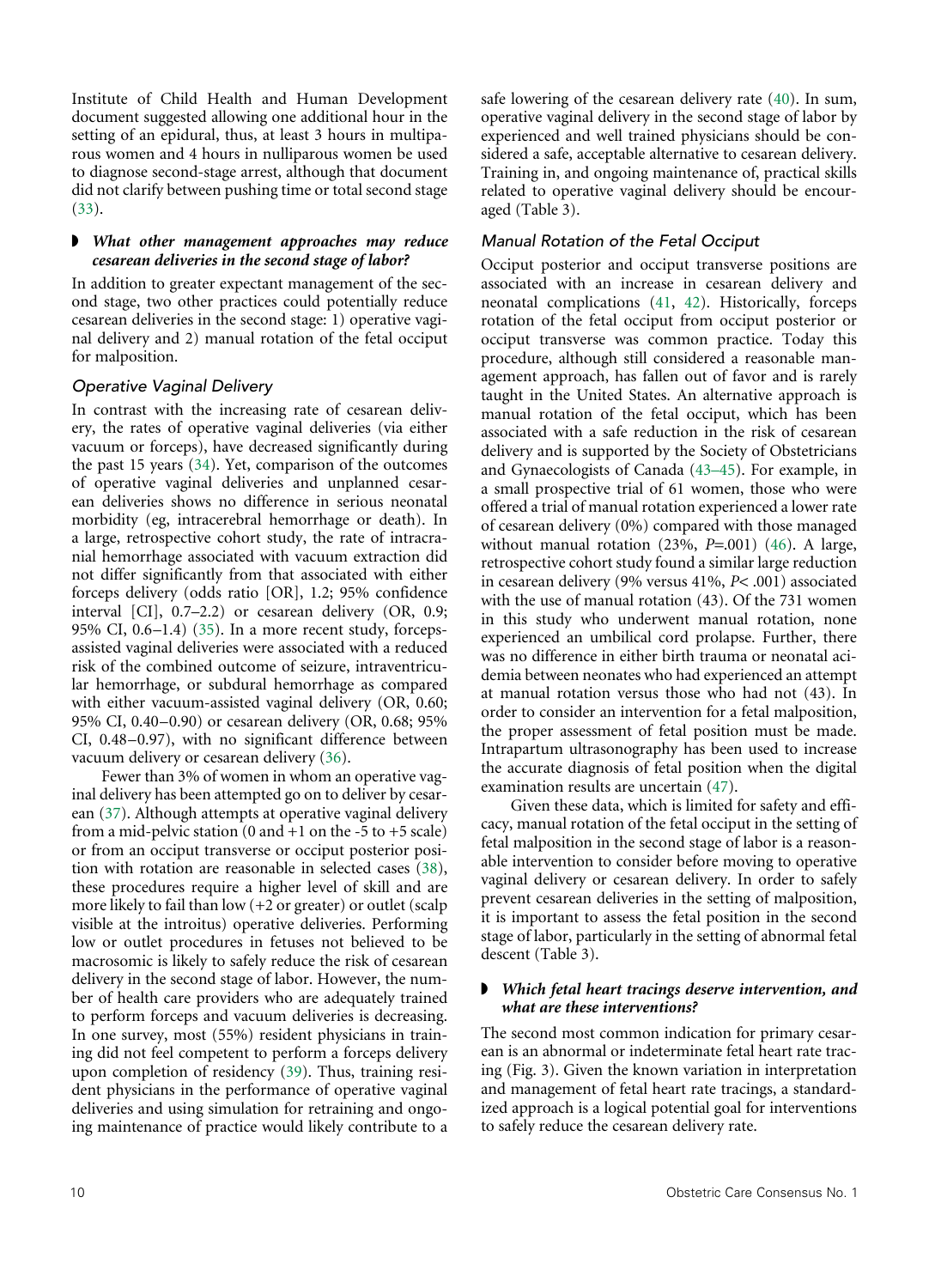Institute of Child Health and Human Development document suggested allowing one additional hour in the setting of an epidural, thus, at least 3 hours in multiparous women and 4 hours in nulliparous women be used to diagnose second-stage arrest, although that document did not clarify between pushing time or total second stage (33).

### *What other management approaches may reduce cesarean deliveries in the second stage of labor?*

In addition to greater expectant management of the second stage, two other practices could potentially reduce cesarean deliveries in the second stage: 1) operative vaginal delivery and 2) manual rotation of the fetal occiput for malposition.

#### Operative Vaginal Delivery

In contrast with the increasing rate of cesarean delivery, the rates of operative vaginal deliveries (via either vacuum or forceps), have decreased significantly during the past 15 years (34). Yet, comparison of the outcomes of operative vaginal deliveries and unplanned cesarean deliveries shows no difference in serious neonatal morbidity (eg, intracerebral hemorrhage or death). In a large, retrospective cohort study, the rate of intracranial hemorrhage associated with vacuum extraction did not differ significantly from that associated with either forceps delivery (odds ratio [OR], 1.2; 95% confidence interval [CI], 0.7–2.2) or cesarean delivery (OR, 0.9; 95% CI, 0.6–1.4) (35). In a more recent study, forceps-assisted vaginal deliveries were associated with a reduced risk of the combined outcome of seizure, intraventricular hemorrhage, or subdural hemorrhage as compared with either vacuum-assisted vaginal delivery (OR, 0.60; 95% CI, 0.40–0.90) or cesarean delivery (OR, 0.68; 95% CI, 0.48–0.97), with no significant difference between vacuum delivery or cesarean delivery (36).

Fewer than 3% of women in whom an operative vaginal delivery has been attempted go on to deliver by cesarean (37). Although attempts at operative vaginal delivery from a mid-pelvic station (0 and +1 on the -5 to +5 scale) or from an occiput transverse or occiput posterior position with rotation are reasonable in selected cases (38), these procedures require a higher level of skill and are more likely to fail than low (+2 or greater) or outlet (scalp visible at the introitus) operative deliveries. Performing low or outlet procedures in fetuses not believed to be macrosomic is likely to safely reduce the risk of cesarean delivery in the second stage of labor. However, the number of health care providers who are adequately trained to perform forceps and vacuum deliveries is decreasing. In one survey, most (55%) resident physicians in training did not feel competent to perform a forceps delivery upon completion of residency (39). Thus, training resident physicians in the performance of operative vaginal deliveries and using simulation for retraining and ongoing maintenance of practice would likely contribute to a safe lowering of the cesarean delivery rate (40). In sum, operative vaginal delivery in the second stage of labor by experienced and well trained physicians should be considered a safe, acceptable alternative to cesarean delivery. Training in, and ongoing maintenance of, practical skills related to operative vaginal delivery should be encouraged (Table 3).

#### Manual Rotation of the Fetal Occiput

Occiput posterior and occiput transverse positions are associated with an increase in cesarean delivery and neonatal complications (41, 42). Historically, forceps rotation of the fetal occiput from occiput posterior or occiput transverse was common practice. Today this procedure, although still considered a reasonable management approach, has fallen out of favor and is rarely taught in the United States. An alternative approach is manual rotation of the fetal occiput, which has been associated with a safe reduction in the risk of cesarean delivery and is supported by the Society of Obstetricians and Gynaecologists of Canada (43–45). For example, in a small prospective trial of 61 women, those who were offered a trial of manual rotation experienced a lower rate of cesarean delivery (0%) compared with those managed without manual rotation (23%, $P$=.001) (46). A large, retrospective cohort study found a similar large reduction in cesarean delivery (9% versus 41%, $P$< .001) associated with the use of manual rotation (43). Of the 731 women in this study who underwent manual rotation, none experienced an umbilical cord prolapse. Further, there was no difference in either birth trauma or neonatal acidemia between neonates who had experienced an attempt at manual rotation versus those who had not (43). In order to consider an intervention for a fetal malposition, the proper assessment of fetal position must be made. Intrapartum ultrasonography has been used to increase the accurate diagnosis of fetal position when the digital examination results are uncertain (47).

Given these data, which is limited for safety and efficacy, manual rotation of the fetal occiput in the setting of fetal malposition in the second stage of labor is a reasonable intervention to consider before moving to operative vaginal delivery or cesarean delivery. In order to safely prevent cesarean deliveries in the setting of malposition, it is important to assess the fetal position in the second stage of labor, particularly in the setting of abnormal fetal descent (Table 3).

### *Which fetal heart tracings deserve intervention, and what are these interventions?*

The second most common indication for primary cesarean is an abnormal or indeterminate fetal heart rate tracing (Fig. 3). Given the known variation in interpretation and management of fetal heart rate tracings, a standardized approach is a logical potential goal for interventions to safely reduce the cesarean delivery rate.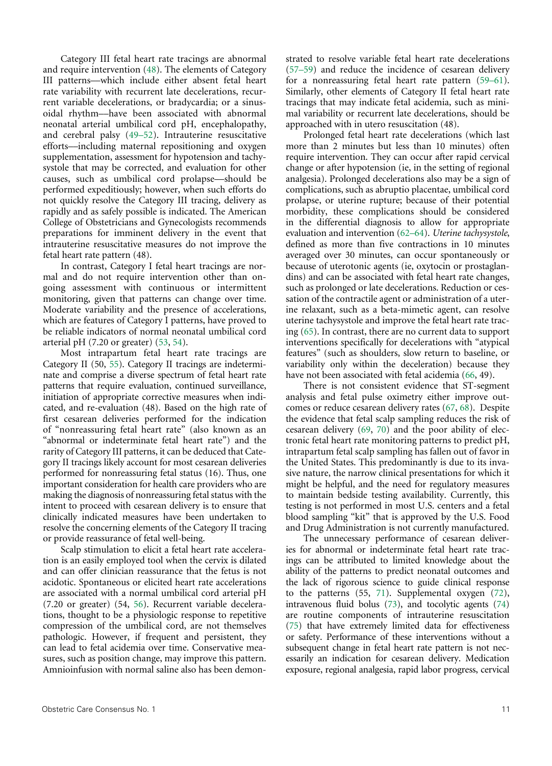Category III fetal heart rate tracings are abnormal and require intervention (48). The elements of Category III patterns—which include either absent fetal heart rate variability with recurrent late decelerations, recurrent variable decelerations, or bradycardia; or a sinusoidal rhythm—have been associated with abnormal neonatal arterial umbilical cord pH, encephalopathy, and cerebral palsy (49–52). Intrauterine resuscitative efforts—including maternal repositioning and oxygen supplementation, assessment for hypotension and tachysystole that may be corrected, and evaluation for other causes, such as umbilical cord prolapse—should be performed expeditiously; however, when such efforts do not quickly resolve the Category III tracing, delivery as rapidly and as safely possible is indicated. The American College of Obstetricians and Gynecologists recommends preparations for imminent delivery in the event that intrauterine resuscitative measures do not improve the fetal heart rate pattern (48).

In contrast, Category I fetal heart tracings are normal and do not require intervention other than ongoing assessment with continuous or intermittent monitoring, given that patterns can change over time. Moderate variability and the presence of accelerations, which are features of Category I patterns, have proved to be reliable indicators of normal neonatal umbilical cord arterial pH (7.20 or greater) (53, 54).

Most intrapartum fetal heart rate tracings are Category II (50, 55). Category II tracings are indeterminate and comprise a diverse spectrum of fetal heart rate patterns that require evaluation, continued surveillance, initiation of appropriate corrective measures when indicated, and re-evaluation (48). Based on the high rate of first cesarean deliveries performed for the indication of "nonreassuring fetal heart rate" (also known as an "abnormal or indeterminate fetal heart rate") and the rarity of Category III patterns, it can be deduced that Category II tracings likely account for most cesarean deliveries performed for nonreassuring fetal status (16). Thus, one important consideration for health care providers who are making the diagnosis of nonreassuring fetal status with the intent to proceed with cesarean delivery is to ensure that clinically indicated measures have been undertaken to resolve the concerning elements of the Category II tracing or provide reassurance of fetal well-being.

Scalp stimulation to elicit a fetal heart rate acceleration is an easily employed tool when the cervix is dilated and can offer clinician reassurance that the fetus is not acidotic. Spontaneous or elicited heart rate accelerations are associated with a normal umbilical cord arterial pH (7.20 or greater) (54, 56). Recurrent variable decelerations, thought to be a physiologic response to repetitive compression of the umbilical cord, are not themselves pathologic. However, if frequent and persistent, they can lead to fetal acidemia over time. Conservative measures, such as position change, may improve this pattern. Amnioinfusion with normal saline also has been demonstrated to resolve variable fetal heart rate decelerations (57–59) and reduce the incidence of cesarean delivery for a nonreassuring fetal heart rate pattern (59–61). Similarly, other elements of Category II fetal heart rate tracings that may indicate fetal acidemia, such as minimal variability or recurrent late decelerations, should be approached with in utero resuscitation (48).

Prolonged fetal heart rate decelerations (which last more than 2 minutes but less than 10 minutes) often require intervention. They can occur after rapid cervical change or after hypotension (ie, in the setting of regional analgesia). Prolonged decelerations also may be a sign of complications, such as abruptio placentae, umbilical cord prolapse, or uterine rupture; because of their potential morbidity, these complications should be considered in the differential diagnosis to allow for appropriate evaluation and intervention (62–64). *Uterine tachysystole*, defined as more than five contractions in 10 minutes averaged over 30 minutes, can occur spontaneously or because of uterotonic agents (ie, oxytocin or prostaglandins) and can be associated with fetal heart rate changes, such as prolonged or late decelerations. Reduction or cessation of the contractile agent or administration of a uterine relaxant, such as a beta-mimetic agent, can resolve uterine tachysystole and improve the fetal heart rate tracing (65). In contrast, there are no current data to support interventions specifically for decelerations with "atypical features" (such as shoulders, slow return to baseline, or variability only within the deceleration) because they have not been associated with fetal acidemia (66, 49).

There is not consistent evidence that ST-segment analysis and fetal pulse oximetry either improve outcomes or reduce cesarean delivery rates (67, 68). Despite the evidence that fetal scalp sampling reduces the risk of cesarean delivery (69, 70) and the poor ability of electronic fetal heart rate monitoring patterns to predict pH, intrapartum fetal scalp sampling has fallen out of favor in the United States. This predominantly is due to its invasive nature, the narrow clinical presentations for which it might be helpful, and the need for regulatory measures to maintain bedside testing availability. Currently, this testing is not performed in most U.S. centers and a fetal blood sampling "kit" that is approved by the U.S. Food and Drug Administration is not currently manufactured.

The unnecessary performance of cesarean deliveries for abnormal or indeterminate fetal heart rate tracings can be attributed to limited knowledge about the ability of the patterns to predict neonatal outcomes and the lack of rigorous science to guide clinical response to the patterns (55, 71). Supplemental oxygen (72), intravenous fluid bolus (73), and tocolytic agents (74) are routine components of intrauterine resuscitation (75) that have extremely limited data for effectiveness or safety. Performance of these interventions without a subsequent change in fetal heart rate pattern is not necessarily an indication for cesarean delivery. Medication exposure, regional analgesia, rapid labor progress, cervical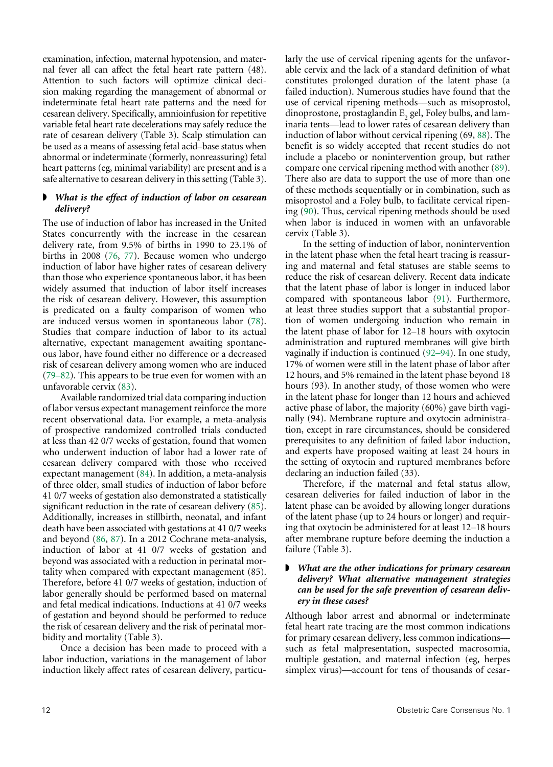examination, infection, maternal hypotension, and maternal fever all can affect the fetal heart rate pattern (48). Attention to such factors will optimize clinical decision making regarding the management of abnormal or indeterminate fetal heart rate patterns and the need for cesarean delivery. Specifically, amnioinfusion for repetitive variable fetal heart rate decelerations may safely reduce the rate of cesarean delivery (Table 3). Scalp stimulation can be used as a means of assessing fetal acid–base status when abnormal or indeterminate (formerly, nonreassuring) fetal heart patterns (eg, minimal variability) are present and is a safe alternative to cesarean delivery in this setting (Table 3).

### *What is the effect of induction of labor on cesarean delivery?*

The use of induction of labor has increased in the United States concurrently with the increase in the cesarean delivery rate, from 9.5% of births in 1990 to 23.1% of births in 2008 (76, 77). Because women who undergo induction of labor have higher rates of cesarean delivery than those who experience spontaneous labor, it has been widely assumed that induction of labor itself increases the risk of cesarean delivery. However, this assumption is predicated on a faulty comparison of women who are induced versus women in spontaneous labor (78). Studies that compare induction of labor to its actual alternative, expectant management awaiting spontaneous labor, have found either no difference or a decreased risk of cesarean delivery among women who are induced (79–82). This appears to be true even for women with an unfavorable cervix (83).

Available randomized trial data comparing induction of labor versus expectant management reinforce the more recent observational data. For example, a meta-analysis of prospective randomized controlled trials conducted at less than 42 0/7 weeks of gestation, found that women who underwent induction of labor had a lower rate of cesarean delivery compared with those who received expectant management (84). In addition, a meta-analysis of three older, small studies of induction of labor before 41 0/7 weeks of gestation also demonstrated a statistically significant reduction in the rate of cesarean delivery (85). Additionally, increases in stillbirth, neonatal, and infant death have been associated with gestations at 41 0/7 weeks and beyond (86, 87). In a 2012 Cochrane meta-analysis, induction of labor at 41 0/7 weeks of gestation and beyond was associated with a reduction in perinatal mortality when compared with expectant management (85). Therefore, before 41 0/7 weeks of gestation, induction of labor generally should be performed based on maternal and fetal medical indications. Inductions at 41 0/7 weeks of gestation and beyond should be performed to reduce the risk of cesarean delivery and the risk of perinatal morbidity and mortality (Table 3).

Once a decision has been made to proceed with a labor induction, variations in the management of labor induction likely affect rates of cesarean delivery, particularly the use of cervical ripening agents for the unfavorable cervix and the lack of a standard definition of what constitutes prolonged duration of the latent phase (a failed induction). Numerous studies have found that the use of cervical ripening methods—such as misoprostol, dinoprostone, prostaglandin $E_2$ gel, Foley bulbs, and laminaria tents—lead to lower rates of cesarean delivery than induction of labor without cervical ripening (69, 88). The benefit is so widely accepted that recent studies do not include a placebo or nonintervention group, but rather compare one cervical ripening method with another (89). There also are data to support the use of more than one of these methods sequentially or in combination, such as misoprostol and a Foley bulb, to facilitate cervical ripening (90). Thus, cervical ripening methods should be used when labor is induced in women with an unfavorable cervix (Table 3).

In the setting of induction of labor, nonintervention in the latent phase when the fetal heart tracing is reassuring and maternal and fetal statuses are stable seems to reduce the risk of cesarean delivery. Recent data indicate that the latent phase of labor is longer in induced labor compared with spontaneous labor (91). Furthermore, at least three studies support that a substantial proportion of women undergoing induction who remain in the latent phase of labor for 12–18 hours with oxytocin administration and ruptured membranes will give birth vaginally if induction is continued (92–94). In one study, 17% of women were still in the latent phase of labor after 12 hours, and 5% remained in the latent phase beyond 18 hours (93). In another study, of those women who were in the latent phase for longer than 12 hours and achieved active phase of labor, the majority (60%) gave birth vaginally (94). Membrane rupture and oxytocin administration, except in rare circumstances, should be considered prerequisites to any definition of failed labor induction, and experts have proposed waiting at least 24 hours in the setting of oxytocin and ruptured membranes before declaring an induction failed (33).

Therefore, if the maternal and fetal status allow, cesarean deliveries for failed induction of labor in the latent phase can be avoided by allowing longer durations of the latent phase (up to 24 hours or longer) and requiring that oxytocin be administered for at least 12–18 hours after membrane rupture before deeming the induction a failure (Table 3).

### *What are the other indications for primary cesarean delivery? What alternative management strategies can be used for the safe prevention of cesarean delivery in these cases?*

Although labor arrest and abnormal or indeterminate fetal heart rate tracing are the most common indications for primary cesarean delivery, less common indications—such as fetal malpresentation, suspected macrosomia, multiple gestation, and maternal infection (eg, herpes simplex virus)—account for tens of thousands of cesar-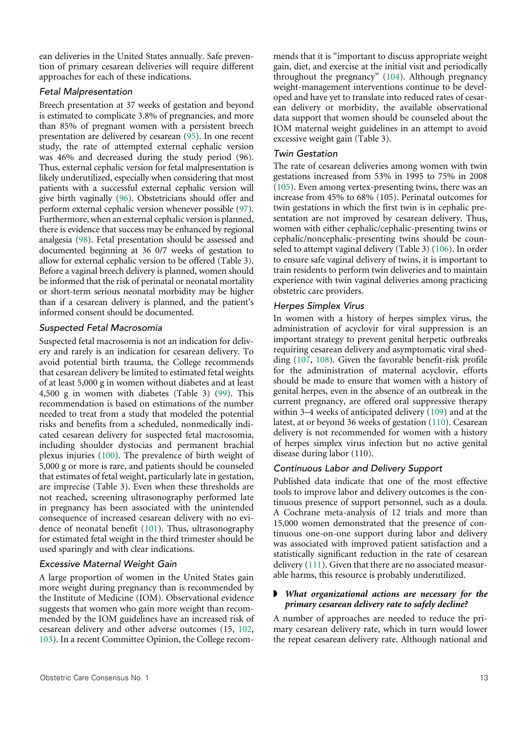ean deliveries in the United States annually. Safe prevention of primary cesarean deliveries will require different approaches for each of these indications.

### Fetal Malpresentation

Breech presentation at 37 weeks of gestation and beyond is estimated to complicate 3.8% of pregnancies, and more than 85% of pregnant women with a persistent breech presentation are delivered by cesarean (95). In one recent study, the rate of attempted external cephalic version was 46% and decreased during the study period (96). Thus, external cephalic version for fetal malpresentation is likely underutilized, especially when considering that most patients with a successful external cephalic version will give birth vaginally (96). Obstetricians should offer and perform external cephalic version whenever possible (97). Furthermore, when an external cephalic version is planned, there is evidence that success may be enhanced by regional analgesia (98). Fetal presentation should be assessed and documented beginning at 36 0/7 weeks of gestation to allow for external cephalic version to be offered (Table 3). Before a vaginal breech delivery is planned, women should be informed that the risk of perinatal or neonatal mortality or short-term serious neonatal morbidity may be higher than if a cesarean delivery is planned, and the patient's informed consent should be documented.

### Suspected Fetal Macrosomia

Suspected fetal macrosomia is not an indication for delivery and rarely is an indication for cesarean delivery. To avoid potential birth trauma, the College recommends that cesarean delivery be limited to estimated fetal weights of at least 5,000 g in women without diabetes and at least 4,500 g in women with diabetes (Table 3) (99). This recommendation is based on estimations of the number needed to treat from a study that modeled the potential risks and benefits from a scheduled, nonmedically indicated cesarean delivery for suspected fetal macrosomia, including shoulder dystocias and permanent brachial plexus injuries (100). The prevalence of birth weight of 5,000 g or more is rare, and patients should be counseled that estimates of fetal weight, particularly late in gestation, are imprecise (Table 3). Even when these thresholds are not reached, screening ultrasonography performed late in pregnancy has been associated with the unintended consequence of increased cesarean delivery with no evidence of neonatal benefit (101). Thus, ultrasonography for estimated fetal weight in the third trimester should be used sparingly and with clear indications.

### Excessive Maternal Weight Gain

A large proportion of women in the United States gain more weight during pregnancy than is recommended by the Institute of Medicine (IOM). Observational evidence suggests that women who gain more weight than recommended by the IOM guidelines have an increased risk of cesarean delivery and other adverse outcomes (15, 102, 103). In a recent Committee Opinion, the College recommends that it is "important to discuss appropriate weight gain, diet, and exercise at the initial visit and periodically throughout the pregnancy" (104). Although pregnancy weight-management interventions continue to be developed and have yet to translate into reduced rates of cesarean delivery or morbidity, the available observational data support that women should be counseled about the IOM maternal weight guidelines in an attempt to avoid excessive weight gain (Table 3).

### Twin Gestation

The rate of cesarean deliveries among women with twin gestations increased from 53% in 1995 to 75% in 2008 (105). Even among vertex-presenting twins, there was an increase from 45% to 68% (105). Perinatal outcomes for twin gestations in which the first twin is in cephalic presentation are not improved by cesarean delivery. Thus, women with either cephalic/cephalic-presenting twins or cephalic/noncephalic-presenting twins should be counseled to attempt vaginal delivery (Table 3) (106). In order to ensure safe vaginal delivery of twins, it is important to train residents to perform twin deliveries and to maintain experience with twin vaginal deliveries among practicing obstetric care providers.

### Herpes Simplex Virus

In women with a history of herpes simplex virus, the administration of acyclovir for viral suppression is an important strategy to prevent genital herpetic outbreaks requiring cesarean delivery and asymptomatic viral shedding (107, 108). Given the favorable benefit-risk profile for the administration of maternal acyclovir, efforts should be made to ensure that women with a history of genital herpes, even in the absence of an outbreak in the current pregnancy, are offered oral suppressive therapy within 3–4 weeks of anticipated delivery (109) and at the latest, at or beyond 36 weeks of gestation (110). Cesarean delivery is not recommended for women with a history of herpes simplex virus infection but no active genital disease during labor (110).

### Continuous Labor and Delivery Support

Published data indicate that one of the most effective tools to improve labor and delivery outcomes is the continuous presence of support personnel, such as a doula. A Cochrane meta-analysis of 12 trials and more than 15,000 women demonstrated that the presence of continuous one-on-one support during labor and delivery was associated with improved patient satisfaction and a statistically significant reduction in the rate of cesarean delivery (111). Given that there are no associated measurable harms, this resource is probably underutilized.

## ***What organizational actions are necessary for the primary cesarean delivery rate to safely decline?***

A number of approaches are needed to reduce the primary cesarean delivery rate, which in turn would lower the repeat cesarean delivery rate. Although national and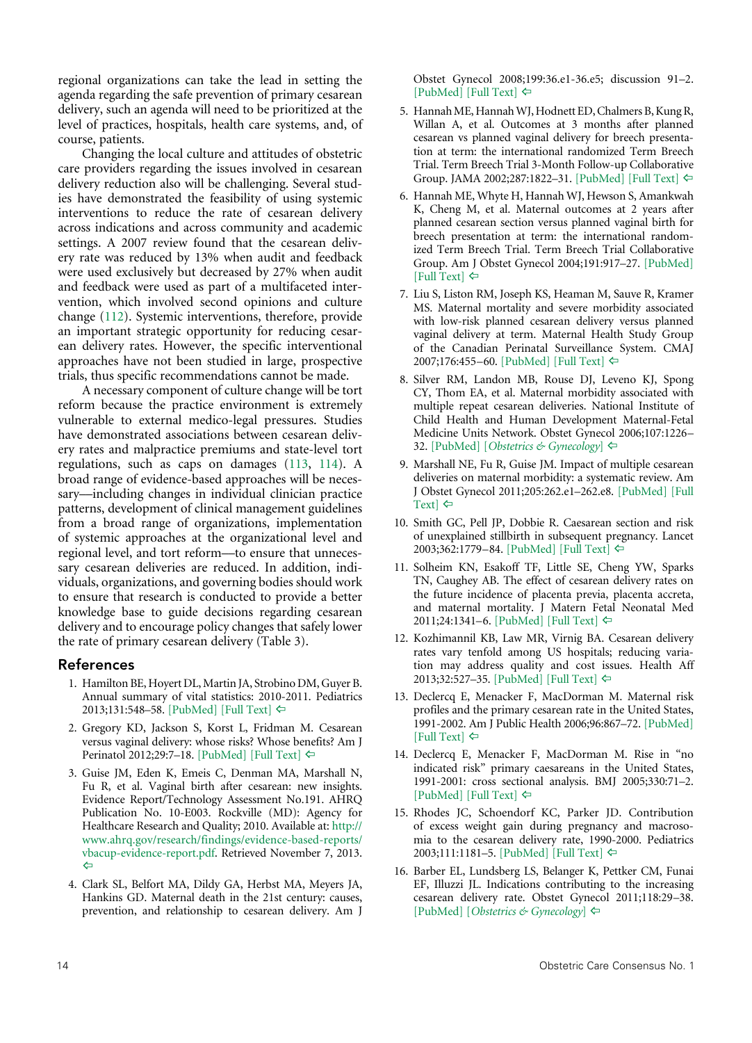regional organizations can take the lead in setting the agenda regarding the safe prevention of primary cesarean delivery, such an agenda will need to be prioritized at the level of practices, hospitals, health care systems, and, of course, patients.

Changing the local culture and attitudes of obstetric care providers regarding the issues involved in cesarean delivery reduction also will be challenging. Several studies have demonstrated the feasibility of using systemic interventions to reduce the rate of cesarean delivery across indications and across community and academic settings. A 2007 review found that the cesarean delivery rate was reduced by 13% when audit and feedback were used exclusively but decreased by 27% when audit and feedback were used as part of a multifaceted intervention, which involved second opinions and culture change (112). Systemic interventions, therefore, provide an important strategic opportunity for reducing cesarean delivery rates. However, the specific interventional approaches have not been studied in large, prospective trials, thus specific recommendations cannot be made.

A necessary component of culture change will be tort reform because the practice environment is extremely vulnerable to external medico-legal pressures. Studies have demonstrated associations between cesarean delivery rates and malpractice premiums and state-level tort regulations, such as caps on damages (113, 114). A broad range of evidence-based approaches will be necessary—including changes in individual clinician practice patterns, development of clinical management guidelines from a broad range of organizations, implementation of systemic approaches at the organizational level and regional level, and tort reform—to ensure that unnecessary cesarean deliveries are reduced. In addition, individuals, organizations, and governing bodies should work to ensure that research is conducted to provide a better knowledge base to guide decisions regarding cesarean delivery and to encourage policy changes that safely lower the rate of primary cesarean delivery (Table 3).

## References

1. Hamilton BE, Hoyert DL, Martin JA, Strobino DM, Guyer B. Annual summary of vital statistics: 2010-2011. Pediatrics 2013;131:548–58. [PubMed] [Full Text] ⇦
2. Gregory KD, Jackson S, Korst L, Fridman M. Cesarean versus vaginal delivery: whose risks? Whose benefits? Am J Perinatol 2012;29:7–18. [PubMed] [Full Text] ⇦
3. Guise JM, Eden K, Emeis C, Denman MA, Marshall N, Fu R, et al. Vaginal birth after cesarean: new insights. Evidence Report/Technology Assessment No.191. AHRQ Publication No. 10-E003. Rockville (MD): Agency for Healthcare Research and Quality; 2010. Available at: http://www.ahrq.gov/research/findings/evidence-based-reports/vbacup-evidence-report.pdf. Retrieved November 7, 2013. ⇦
4. Clark SL, Belfort MA, Dildy GA, Herbst MA, Meyers JA, Hankins GD. Maternal death in the 21st century: causes, prevention, and relationship to cesarean delivery. Am J Obstet Gynecol 2008;199:36.e1-36.e5; discussion 91–2. [PubMed] [Full Text] ⇦
5. Hannah ME, Hannah WJ, Hodnett ED, Chalmers B, Kung R, Willan A, et al. Outcomes at 3 months after planned cesarean vs planned vaginal delivery for breech presentation at term: the international randomized Term Breech Trial. Term Breech Trial 3-Month Follow-up Collaborative Group. JAMA 2002;287:1822–31. [PubMed] [Full Text] ⇦
6. Hannah ME, Whyte H, Hannah WJ, Hewson S, Amankwah K, Cheng M, et al. Maternal outcomes at 2 years after planned cesarean section versus planned vaginal birth for breech presentation at term: the international randomized Term Breech Trial. Term Breech Trial Collaborative Group. Am J Obstet Gynecol 2004;191:917–27. [PubMed] [Full Text] ⇦
7. Liu S, Liston RM, Joseph KS, Heaman M, Sauve R, Kramer MS. Maternal mortality and severe morbidity associated with low-risk planned cesarean delivery versus planned vaginal delivery at term. Maternal Health Study Group of the Canadian Perinatal Surveillance System. CMAJ 2007;176:455–60. [PubMed] [Full Text] ⇦
8. Silver RM, Landon MB, Rouse DJ, Leveno KJ, Spong CY, Thom EA, et al. Maternal morbidity associated with multiple repeat cesarean deliveries. National Institute of Child Health and Human Development Maternal-Fetal Medicine Units Network. Obstet Gynecol 2006;107:1226–32. [PubMed] [*Obstetrics & Gynecology*] ⇦
9. Marshall NE, Fu R, Guise JM. Impact of multiple cesarean deliveries on maternal morbidity: a systematic review. Am J Obstet Gynecol 2011;205:262.e1–262.e8. [PubMed] [Full Text] ⇦
10. Smith GC, Pell JP, Dobbie R. Caesarean section and risk of unexplained stillbirth in subsequent pregnancy. Lancet 2003;362:1779–84. [PubMed] [Full Text] ⇦
11. Solheim KN, Esakoff TF, Little SE, Cheng YW, Sparks TN, Caughey AB. The effect of cesarean delivery rates on the future incidence of placenta previa, placenta accreta, and maternal mortality. J Matern Fetal Neonatal Med 2011;24:1341–6. [PubMed] [Full Text] ⇦
12. Kozhimannil KB, Law MR, Virnig BA. Cesarean delivery rates vary tenfold among US hospitals; reducing variation may address quality and cost issues. Health Aff 2013;32:527–35. [PubMed] [Full Text] ⇦
13. Declercq E, Menacker F, MacDorman M. Maternal risk profiles and the primary cesarean rate in the United States, 1991-2002. Am J Public Health 2006;96:867–72. [PubMed] [Full Text] ⇦
14. Declercq E, Menacker F, MacDorman M. Rise in "no indicated risk" primary caesareans in the United States, 1991-2001: cross sectional analysis. BMJ 2005;330:71–2. [PubMed] [Full Text] ⇦
15. Rhodes JC, Schoendorf KC, Parker JD. Contribution of excess weight gain during pregnancy and macrosomia to the cesarean delivery rate, 1990-2000. Pediatrics 2003;111:1181–5. [PubMed] [Full Text] ⇦
16. Barber EL, Lundsberg LS, Belanger K, Pettker CM, Funai EF, Illuzzi JL. Indications contributing to the increasing cesarean delivery rate. Obstet Gynecol 2011;118:29–38. [PubMed] [*Obstetrics & Gynecology*] ⇦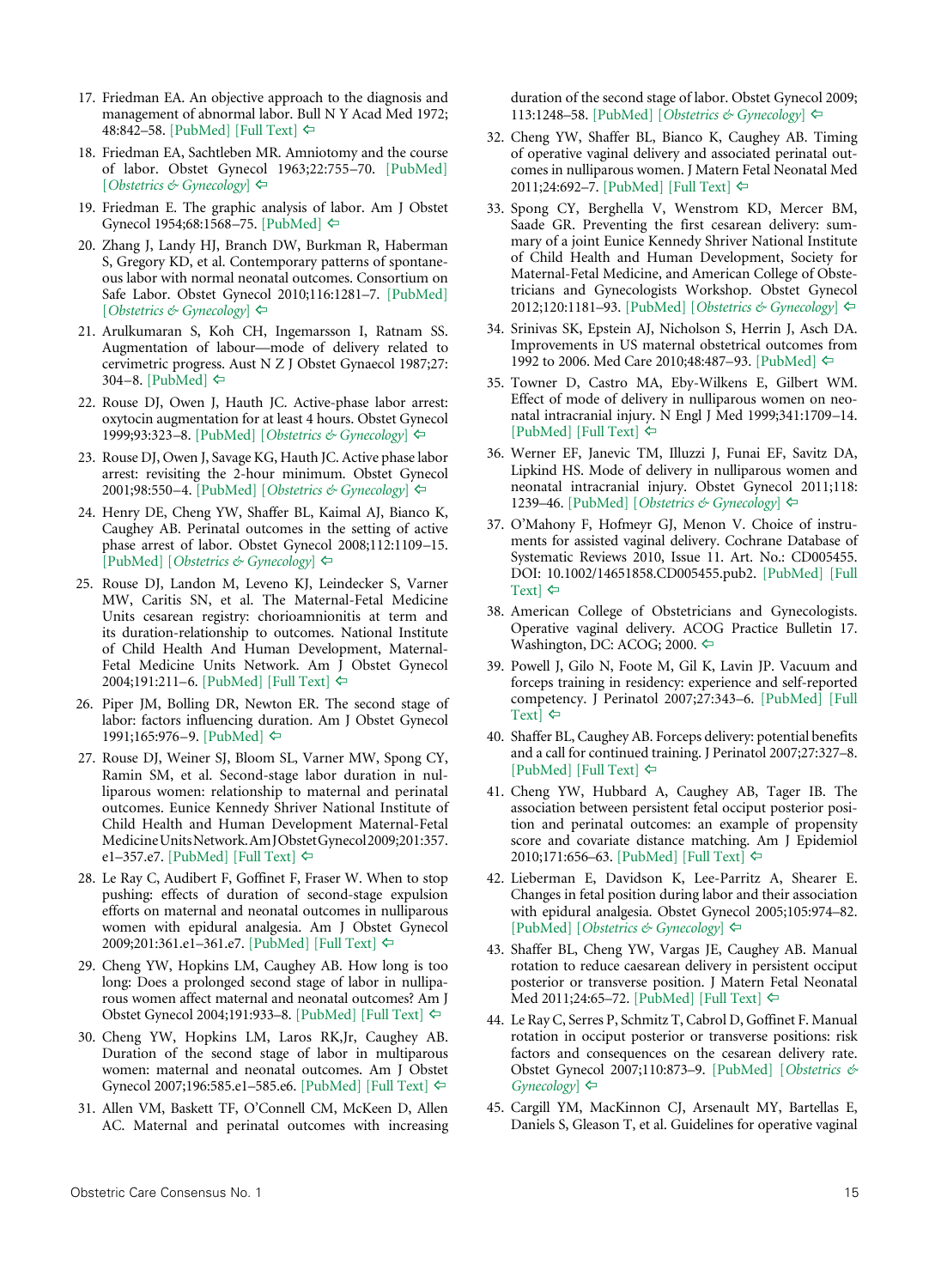17. Friedman EA. An objective approach to the diagnosis and management of abnormal labor. Bull N Y Acad Med 1972; 48:842–58. [PubMed] [Full Text] ⇦

18. Friedman EA, Sachtleben MR. Amniotomy and the course of labor. Obstet Gynecol 1963;22:755–70. [PubMed] [*Obstetrics & Gynecology*] ⇦

19. Friedman E. The graphic analysis of labor. Am J Obstet Gynecol 1954;68:1568–75. [PubMed] ⇦

20. Zhang J, Landy HJ, Branch DW, Burkman R, Haberman S, Gregory KD, et al. Contemporary patterns of spontaneous labor with normal neonatal outcomes. Consortium on Safe Labor. Obstet Gynecol 2010;116:1281–7. [PubMed] [*Obstetrics & Gynecology*] ⇦

21. Arulkumaran S, Koh CH, Ingemarsson I, Ratnam SS. Augmentation of labour—mode of delivery related to cervimetric progress. Aust N Z J Obstet Gynaecol 1987;27: 304–8. [PubMed] ⇦

22. Rouse DJ, Owen J, Hauth JC. Active-phase labor arrest: oxytocin augmentation for at least 4 hours. Obstet Gynecol 1999;93:323–8. [PubMed] [*Obstetrics & Gynecology*] ⇦

23. Rouse DJ, Owen J, Savage KG, Hauth JC. Active phase labor arrest: revisiting the 2-hour minimum. Obstet Gynecol 2001;98:550–4. [PubMed] [*Obstetrics & Gynecology*] ⇦

24. Henry DE, Cheng YW, Shaffer BL, Kaimal AJ, Bianco K, Caughey AB. Perinatal outcomes in the setting of active phase arrest of labor. Obstet Gynecol 2008;112:1109–15. [PubMed] [*Obstetrics & Gynecology*] ⇦

25. Rouse DJ, Landon M, Leveno KJ, Leindecker S, Varner MW, Caritis SN, et al. The Maternal-Fetal Medicine Units cesarean registry: chorioamnionitis at term and its duration-relationship to outcomes. National Institute of Child Health And Human Development, Maternal-Fetal Medicine Units Network. Am J Obstet Gynecol 2004;191:211–6. [PubMed] [Full Text] ⇦

26. Piper JM, Bolling DR, Newton ER. The second stage of labor: factors influencing duration. Am J Obstet Gynecol 1991;165:976–9. [PubMed] ⇦

27. Rouse DJ, Weiner SJ, Bloom SL, Varner MW, Spong CY, Ramin SM, et al. Second-stage labor duration in nulliparous women: relationship to maternal and perinatal outcomes. Eunice Kennedy Shriver National Institute of Child Health and Human Development Maternal-Fetal Medicine Units Network. Am J Obstet Gynecol 2009;201:357.e1–357.e7. [PubMed] [Full Text] ⇦

28. Le Ray C, Audibert F, Goffinet F, Fraser W. When to stop pushing: effects of duration of second-stage expulsion efforts on maternal and neonatal outcomes in nulliparous women with epidural analgesia. Am J Obstet Gynecol 2009;201:361.e1–361.e7. [PubMed] [Full Text] ⇦

29. Cheng YW, Hopkins LM, Caughey AB. How long is too long: Does a prolonged second stage of labor in nulliparous women affect maternal and neonatal outcomes? Am J Obstet Gynecol 2004;191:933–8. [PubMed] [Full Text] ⇦

30. Cheng YW, Hopkins LM, Laros RK,Jr, Caughey AB. Duration of the second stage of labor in multiparous women: maternal and neonatal outcomes. Am J Obstet Gynecol 2007;196:585.e1–585.e6. [PubMed] [Full Text] ⇦

31. Allen VM, Baskett TF, O'Connell CM, McKeen D, Allen AC. Maternal and perinatal outcomes with increasing duration of the second stage of labor. Obstet Gynecol 2009; 113:1248–58. [PubMed] [*Obstetrics & Gynecology*] ⇦

32. Cheng YW, Shaffer BL, Bianco K, Caughey AB. Timing of operative vaginal delivery and associated perinatal outcomes in nulliparous women. J Matern Fetal Neonatal Med 2011;24:692–7. [PubMed] [Full Text] ⇦

33. Spong CY, Berghella V, Wenstrom KD, Mercer BM, Saade GR. Preventing the first cesarean delivery: summary of a joint Eunice Kennedy Shriver National Institute of Child Health and Human Development, Society for Maternal-Fetal Medicine, and American College of Obstetricians and Gynecologists Workshop. Obstet Gynecol 2012;120:1181–93. [PubMed] [*Obstetrics & Gynecology*] ⇦

34. Srinivas SK, Epstein AJ, Nicholson S, Herrin J, Asch DA. Improvements in US maternal obstetrical outcomes from 1992 to 2006. Med Care 2010;48:487–93. [PubMed] ⇦

35. Towner D, Castro MA, Eby-Wilkens E, Gilbert WM. Effect of mode of delivery in nulliparous women on neonatal intracranial injury. N Engl J Med 1999;341:1709–14. [PubMed] [Full Text] ⇦

36. Werner EF, Janevic TM, Illuzzi J, Funai EF, Savitz DA, Lipkind HS. Mode of delivery in nulliparous women and neonatal intracranial injury. Obstet Gynecol 2011;118: 1239–46. [PubMed] [*Obstetrics & Gynecology*] ⇦

37. O'Mahony F, Hofmeyr GJ, Menon V. Choice of instruments for assisted vaginal delivery. Cochrane Database of Systematic Reviews 2010, Issue 11. Art. No.: CD005455. DOI: 10.1002/14651858.CD005455.pub2. [PubMed] [Full Text] ⇦

38. American College of Obstetricians and Gynecologists. Operative vaginal delivery. ACOG Practice Bulletin 17. Washington, DC: ACOG; 2000. ⇦

39. Powell J, Gilo N, Foote M, Gil K, Lavin JP. Vacuum and forceps training in residency: experience and self-reported competency. J Perinatol 2007;27:343–6. [PubMed] [Full Text] ⇦

40. Shaffer BL, Caughey AB. Forceps delivery: potential benefits and a call for continued training. J Perinatol 2007;27:327–8. [PubMed] [Full Text] ⇦

41. Cheng YW, Hubbard A, Caughey AB, Tager IB. The association between persistent fetal occiput posterior position and perinatal outcomes: an example of propensity score and covariate distance matching. Am J Epidemiol 2010;171:656–63. [PubMed] [Full Text] ⇦

42. Lieberman E, Davidson K, Lee-Parritz A, Shearer E. Changes in fetal position during labor and their association with epidural analgesia. Obstet Gynecol 2005;105:974–82. [PubMed] [*Obstetrics & Gynecology*] ⇦

43. Shaffer BL, Cheng YW, Vargas JE, Caughey AB. Manual rotation to reduce caesarean delivery in persistent occiput posterior or transverse position. J Matern Fetal Neonatal Med 2011;24:65–72. [PubMed] [Full Text] ⇦

44. Le Ray C, Serres P, Schmitz T, Cabrol D, Goffinet F. Manual rotation in occiput posterior or transverse positions: risk factors and consequences on the cesarean delivery rate. Obstet Gynecol 2007;110:873–9. [PubMed] [*Obstetrics & Gynecology*] ⇦

45. Cargill YM, MacKinnon CJ, Arsenault MY, Bartellas E, Daniels S, Gleason T, et al. Guidelines for operative vaginal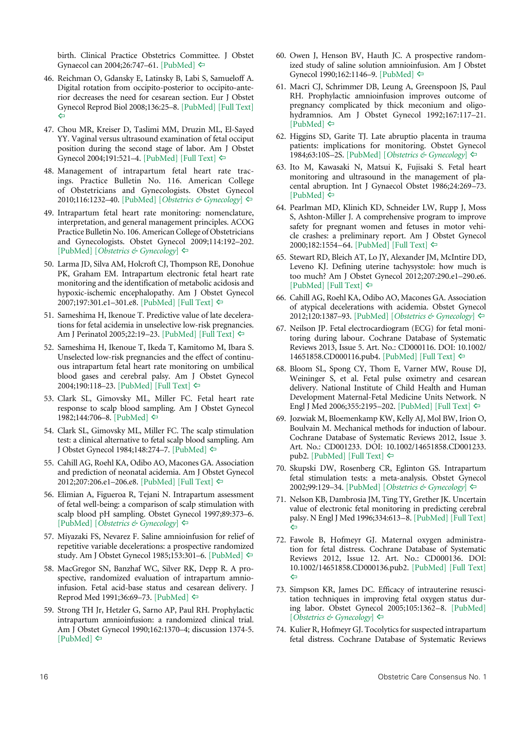birth. Clinical Practice Obstetrics Committee. J Obstet Gynaecol can 2004;26:747–61. [PubMed] ⇦

46. Reichman O, Gdansky E, Latinsky B, Labi S, Samueloff A. Digital rotation from occipito-posterior to occipito-anterior decreases the need for cesarean section. Eur J Obstet Gynecol Reprod Biol 2008;136:25–8. [PubMed] [Full Text] ⇦

47. Chou MR, Kreiser D, Taslimi MM, Druzin ML, El-Sayed YY. Vaginal versus ultrasound examination of fetal occiput position during the second stage of labor. Am J Obstet Gynecol 2004;191:521–4. [PubMed] [Full Text] ⇦

48. Management of intrapartum fetal heart rate tracings. Practice Bulletin No. 116. American College of Obstetricians and Gynecologists. Obstet Gynecol 2010;116:1232–40. [PubMed] [*Obstetrics & Gynecology*] ⇦

49. Intrapartum fetal heart rate monitoring: nomenclature, interpretation, and general management principles. ACOG Practice Bulletin No. 106. American College of Obstetricians and Gynecologists. Obstet Gynecol 2009;114:192–202. [PubMed] [*Obstetrics & Gynecology*] ⇦

50. Larma JD, Silva AM, Holcroft CJ, Thompson RE, Donohue PK, Graham EM. Intrapartum electronic fetal heart rate monitoring and the identification of metabolic acidosis and hypoxic-ischemic encephalopathy. Am J Obstet Gynecol 2007;197:301.e1–301.e8. [PubMed] [Full Text] ⇦

51. Sameshima H, Ikenoue T. Predictive value of late decelerations for fetal acidemia in unselective low-risk pregnancies. Am J Perinatol 2005;22:19–23. [PubMed] [Full Text] ⇦

52. Sameshima H, Ikenoue T, Ikeda T, Kamitomo M, Ibara S. Unselected low-risk pregnancies and the effect of continuous intrapartum fetal heart rate monitoring on umbilical blood gases and cerebral palsy. Am J Obstet Gynecol 2004;190:118–23. [PubMed] [Full Text] ⇦

53. Clark SL, Gimovsky ML, Miller FC. Fetal heart rate response to scalp blood sampling. Am J Obstet Gynecol 1982;144:706–8. [PubMed] ⇦

54. Clark SL, Gimovsky ML, Miller FC. The scalp stimulation test: a clinical alternative to fetal scalp blood sampling. Am J Obstet Gynecol 1984;148:274–7. [PubMed] ⇦

55. Cahill AG, Roehl KA, Odibo AO, Macones GA. Association and prediction of neonatal acidemia. Am J Obstet Gynecol 2012;207:206.e1–206.e8. [PubMed] [Full Text] ⇦

56. Elimian A, Figueroa R, Tejani N. Intrapartum assessment of fetal well-being: a comparison of scalp stimulation with scalp blood pH sampling. Obstet Gynecol 1997;89:373–6. [PubMed] [*Obstetrics & Gynecology*] ⇦

57. Miyazaki FS, Nevarez F. Saline amnioinfusion for relief of repetitive variable decelerations: a prospective randomized study. Am J Obstet Gynecol 1985;153:301–6. [PubMed] ⇦

58. MacGregor SN, Banzhaf WC, Silver RK, Depp R. A prospective, randomized evaluation of intrapartum amnioinfusion. Fetal acid-base status and cesarean delivery. J Reprod Med 1991;36:69–73. [PubMed] ⇦

59. Strong TH Jr, Hetzler G, Sarno AP, Paul RH. Prophylactic intrapartum amnioinfusion: a randomized clinical trial. Am J Obstet Gynecol 1990;162:1370–4; discussion 1374-5. [PubMed] ⇦

60. Owen J, Henson BV, Hauth JC. A prospective randomized study of saline solution amnioinfusion. Am J Obstet Gynecol 1990;162:1146–9. [PubMed] ⇦

61. Macri CJ, Schrimmer DB, Leung A, Greenspoon JS, Paul RH. Prophylactic amnioinfusion improves outcome of pregnancy complicated by thick meconium and oligohydramnios. Am J Obstet Gynecol 1992;167:117–21. [PubMed] ⇦

62. Higgins SD, Garite TJ. Late abruptio placenta in trauma patients: implications for monitoring. Obstet Gynecol 1984;63:10S–2S. [PubMed] [*Obstetrics & Gynecology*] ⇦

63. Ito M, Kawasaki N, Matsui K, Fujisaki S. Fetal heart monitoring and ultrasound in the management of placental abruption. Int J Gynaecol Obstet 1986;24:269–73. [PubMed] ⇦

64. Pearlman MD, Klinich KD, Schneider LW, Rupp J, Moss S, Ashton-Miller J. A comprehensive program to improve safety for pregnant women and fetuses in motor vehicle crashes: a preliminary report. Am J Obstet Gynecol 2000;182:1554–64. [PubMed] [Full Text] ⇦

65. Stewart RD, Bleich AT, Lo JY, Alexander JM, McIntire DD, Leveno KJ. Defining uterine tachysystole: how much is too much? Am J Obstet Gynecol 2012;207:290.e1–290.e6. [PubMed] [Full Text] ⇦

66. Cahill AG, Roehl KA, Odibo AO, Macones GA. Association of atypical decelerations with acidemia. Obstet Gynecol 2012;120:1387–93. [PubMed] [*Obstetrics & Gynecology*] ⇦

67. Neilson JP. Fetal electrocardiogram (ECG) for fetal monitoring during labour. Cochrane Database of Systematic Reviews 2013, Issue 5. Art. No.: CD000116. DOI: 10.1002/14651858.CD000116.pub4. [PubMed] [Full Text] ⇦

68. Bloom SL, Spong CY, Thom E, Varner MW, Rouse DJ, Weininger S, et al. Fetal pulse oximetry and cesarean delivery. National Institute of Child Health and Human Development Maternal-Fetal Medicine Units Network. N Engl J Med 2006;355:2195–202. [PubMed] [Full Text] ⇦

69. Jozwiak M, Bloemenkamp KW, Kelly AJ, Mol BW, Irion O, Boulvain M. Mechanical methods for induction of labour. Cochrane Database of Systematic Reviews 2012, Issue 3. Art. No.: CD001233. DOI: 10.1002/14651858.CD001233.pub2. [PubMed] [Full Text] ⇦

70. Skupski DW, Rosenberg CR, Eglinton GS. Intrapartum fetal stimulation tests: a meta-analysis. Obstet Gynecol 2002;99:129–34. [PubMed] [*Obstetrics & Gynecology*] ⇦

71. Nelson KB, Dambrosia JM, Ting TY, Grether JK. Uncertain value of electronic fetal monitoring in predicting cerebral palsy. N Engl J Med 1996;334:613–8. [PubMed] [Full Text] ⇦

72. Fawole B, Hofmeyr GJ. Maternal oxygen administration for fetal distress. Cochrane Database of Systematic Reviews 2012, Issue 12. Art. No.: CD000136. DOI: 10.1002/14651858.CD000136.pub2. [PubMed] [Full Text] ⇦

73. Simpson KR, James DC. Efficacy of intrauterine resuscitation techniques in improving fetal oxygen status during labor. Obstet Gynecol 2005;105:1362–8. [PubMed] [*Obstetrics & Gynecology*] ⇦

74. Kulier R, Hofmeyr GJ. Tocolytics for suspected intrapartum fetal distress. Cochrane Database of Systematic Reviews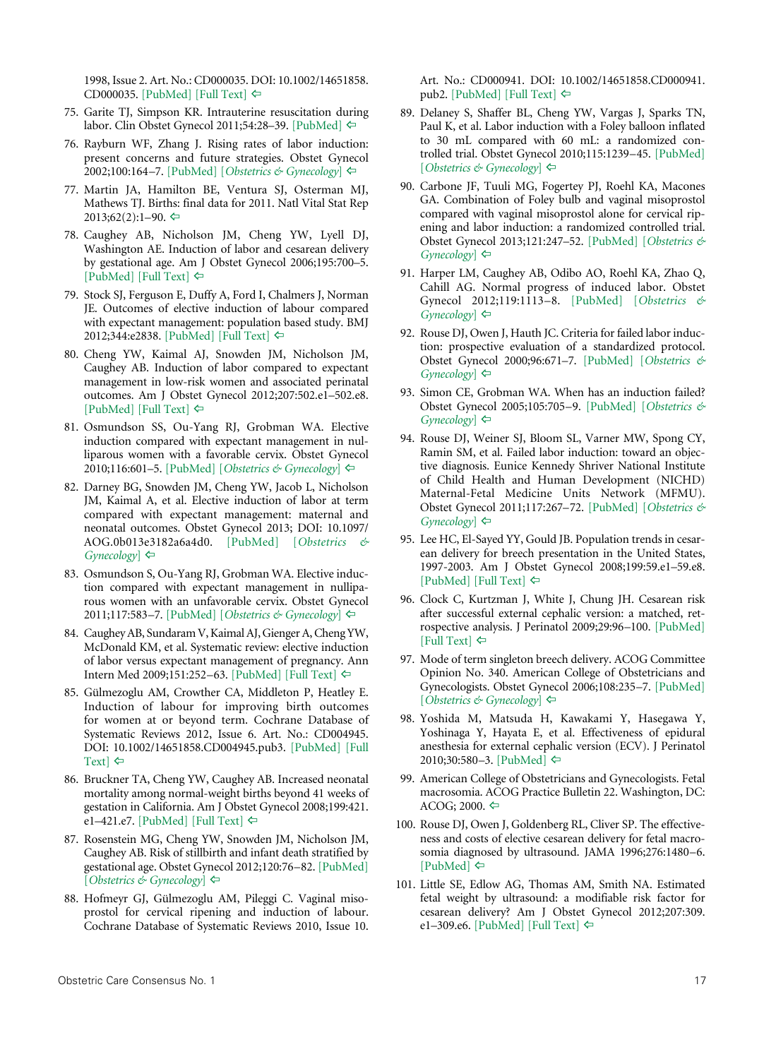1998, Issue 2. Art. No.: CD000035. DOI: 10.1002/14651858. CD000035. [PubMed] [Full Text] ⇦

75. Garite TJ, Simpson KR. Intrauterine resuscitation during labor. Clin Obstet Gynecol 2011;54:28–39. [PubMed] ⇦

76. Rayburn WF, Zhang J. Rising rates of labor induction: present concerns and future strategies. Obstet Gynecol 2002;100:164–7. [PubMed] [*Obstetrics & Gynecology*] ⇦

77. Martin JA, Hamilton BE, Ventura SJ, Osterman MJ, Mathews TJ. Births: final data for 2011. Natl Vital Stat Rep 2013;62(2):1–90. ⇦

78. Caughey AB, Nicholson JM, Cheng YW, Lyell DJ, Washington AE. Induction of labor and cesarean delivery by gestational age. Am J Obstet Gynecol 2006;195:700–5. [PubMed] [Full Text] ⇦

79. Stock SJ, Ferguson E, Duffy A, Ford I, Chalmers J, Norman JE. Outcomes of elective induction of labour compared with expectant management: population based study. BMJ 2012;344:e2838. [PubMed] [Full Text] ⇦

80. Cheng YW, Kaimal AJ, Snowden JM, Nicholson JM, Caughey AB. Induction of labor compared to expectant management in low-risk women and associated perinatal outcomes. Am J Obstet Gynecol 2012;207:502.e1–502.e8. [PubMed] [Full Text] ⇦

81. Osmundson SS, Ou-Yang RJ, Grobman WA. Elective induction compared with expectant management in nulliparous women with a favorable cervix. Obstet Gynecol 2010;116:601–5. [PubMed] [*Obstetrics & Gynecology*] ⇦

82. Darney BG, Snowden JM, Cheng YW, Jacob L, Nicholson JM, Kaimal A, et al. Elective induction of labor at term compared with expectant management: maternal and neonatal outcomes. Obstet Gynecol 2013; DOI: 10.1097/AOG.0b013e3182a6a4d0. [PubMed] [*Obstetrics & Gynecology*] ⇦

83. Osmundson S, Ou-Yang RJ, Grobman WA. Elective induction compared with expectant management in nulliparous women with an unfavorable cervix. Obstet Gynecol 2011;117:583–7. [PubMed] [*Obstetrics & Gynecology*] ⇦

84. Caughey AB, Sundaram V, Kaimal AJ, Gienger A, Cheng YW, McDonald KM, et al. Systematic review: elective induction of labor versus expectant management of pregnancy. Ann Intern Med 2009;151:252–63. [PubMed] [Full Text] ⇦

85. Gülmezoglu AM, Crowther CA, Middleton P, Heatley E. Induction of labour for improving birth outcomes for women at or beyond term. Cochrane Database of Systematic Reviews 2012, Issue 6. Art. No.: CD004945. DOI: 10.1002/14651858.CD004945.pub3. [PubMed] [Full Text] ⇦

86. Bruckner TA, Cheng YW, Caughey AB. Increased neonatal mortality among normal-weight births beyond 41 weeks of gestation in California. Am J Obstet Gynecol 2008;199:421.e1–421.e7. [PubMed] [Full Text] ⇦

87. Rosenstein MG, Cheng YW, Snowden JM, Nicholson JM, Caughey AB. Risk of stillbirth and infant death stratified by gestational age. Obstet Gynecol 2012;120:76–82. [PubMed] [*Obstetrics & Gynecology*] ⇦

88. Hofmeyr GJ, Gülmezoglu AM, Pileggi C. Vaginal misoprostol for cervical ripening and induction of labour. Cochrane Database of Systematic Reviews 2010, Issue 10. Art. No.: CD000941. DOI: 10.1002/14651858.CD000941.pub2. [PubMed] [Full Text] ⇦

89. Delaney S, Shaffer BL, Cheng YW, Vargas J, Sparks TN, Paul K, et al. Labor induction with a Foley balloon inflated to 30 mL compared with 60 mL: a randomized controlled trial. Obstet Gynecol 2010;115:1239–45. [PubMed] [*Obstetrics & Gynecology*] ⇦

90. Carbone JF, Tuuli MG, Fogertey PJ, Roehl KA, Macones GA. Combination of Foley bulb and vaginal misoprostol compared with vaginal misoprostol alone for cervical ripening and labor induction: a randomized controlled trial. Obstet Gynecol 2013;121:247–52. [PubMed] [*Obstetrics & Gynecology*] ⇦

91. Harper LM, Caughey AB, Odibo AO, Roehl KA, Zhao Q, Cahill AG. Normal progress of induced labor. Obstet Gynecol 2012;119:1113–8. [PubMed] [*Obstetrics & Gynecology*] ⇦

92. Rouse DJ, Owen J, Hauth JC. Criteria for failed labor induction: prospective evaluation of a standardized protocol. Obstet Gynecol 2000;96:671–7. [PubMed] [*Obstetrics & Gynecology*] ⇦

93. Simon CE, Grobman WA. When has an induction failed? Obstet Gynecol 2005;105:705–9. [PubMed] [*Obstetrics & Gynecology*] ⇦

94. Rouse DJ, Weiner SJ, Bloom SL, Varner MW, Spong CY, Ramin SM, et al. Failed labor induction: toward an objective diagnosis. Eunice Kennedy Shriver National Institute of Child Health and Human Development (NICHD) Maternal-Fetal Medicine Units Network (MFMU). Obstet Gynecol 2011;117:267–72. [PubMed] [*Obstetrics & Gynecology*] ⇦

95. Lee HC, El-Sayed YY, Gould JB. Population trends in cesarean delivery for breech presentation in the United States, 1997-2003. Am J Obstet Gynecol 2008;199:59.e1–59.e8. [PubMed] [Full Text] ⇦

96. Clock C, Kurtzman J, White J, Chung JH. Cesarean risk after successful external cephalic version: a matched, retrospective analysis. J Perinatol 2009;29:96–100. [PubMed] [Full Text] ⇦

97. Mode of term singleton breech delivery. ACOG Committee Opinion No. 340. American College of Obstetricians and Gynecologists. Obstet Gynecol 2006;108:235–7. [PubMed] [*Obstetrics & Gynecology*] ⇦

98. Yoshida M, Matsuda H, Kawakami Y, Hasegawa Y, Yoshinaga Y, Hayata E, et al. Effectiveness of epidural anesthesia for external cephalic version (ECV). J Perinatol 2010;30:580–3. [PubMed] ⇦

99. American College of Obstetricians and Gynecologists. Fetal macrosomia. ACOG Practice Bulletin 22. Washington, DC: ACOG; 2000. ⇦

100. Rouse DJ, Owen J, Goldenberg RL, Cliver SP. The effectiveness and costs of elective cesarean delivery for fetal macrosomia diagnosed by ultrasound. JAMA 1996;276:1480–6. [PubMed] ⇦

101. Little SE, Edlow AG, Thomas AM, Smith NA. Estimated fetal weight by ultrasound: a modifiable risk factor for cesarean delivery? Am J Obstet Gynecol 2012;207:309.e1–309.e6. [PubMed] [Full Text] ⇦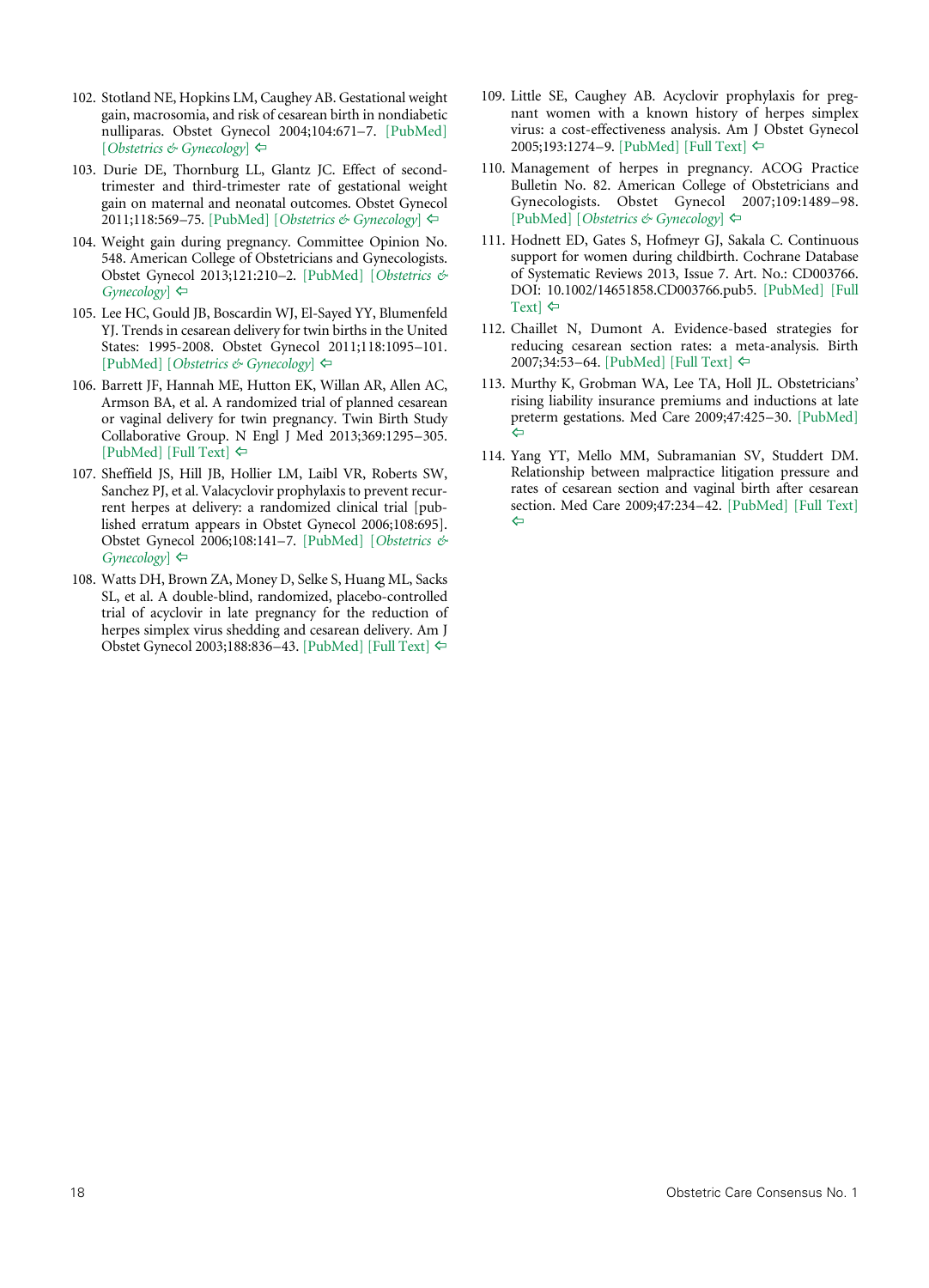102. Stotland NE, Hopkins LM, Caughey AB. Gestational weight gain, macrosomia, and risk of cesarean birth in nondiabetic nulliparas. Obstet Gynecol 2004;104:671–7. [PubMed] [*Obstetrics & Gynecology*] ⇦

103. Durie DE, Thornburg LL, Glantz JC. Effect of second-trimester and third-trimester rate of gestational weight gain on maternal and neonatal outcomes. Obstet Gynecol 2011;118:569–75. [PubMed] [*Obstetrics & Gynecology*] ⇦

104. Weight gain during pregnancy. Committee Opinion No. 548. American College of Obstetricians and Gynecologists. Obstet Gynecol 2013;121:210–2. [PubMed] [*Obstetrics & Gynecology*] ⇦

105. Lee HC, Gould JB, Boscardin WJ, El-Sayed YY, Blumenfeld YJ. Trends in cesarean delivery for twin births in the United States: 1995-2008. Obstet Gynecol 2011;118:1095–101. [PubMed] [*Obstetrics & Gynecology*] ⇦

106. Barrett JF, Hannah ME, Hutton EK, Willan AR, Allen AC, Armson BA, et al. A randomized trial of planned cesarean or vaginal delivery for twin pregnancy. Twin Birth Study Collaborative Group. N Engl J Med 2013;369:1295–305. [PubMed] [Full Text] ⇦

107. Sheffield JS, Hill JB, Hollier LM, Laibl VR, Roberts SW, Sanchez PJ, et al. Valacyclovir prophylaxis to prevent recurrent herpes at delivery: a randomized clinical trial [published erratum appears in Obstet Gynecol 2006;108:695]. Obstet Gynecol 2006;108:141–7. [PubMed] [*Obstetrics & Gynecology*] ⇦

108. Watts DH, Brown ZA, Money D, Selke S, Huang ML, Sacks SL, et al. A double-blind, randomized, placebo-controlled trial of acyclovir in late pregnancy for the reduction of herpes simplex virus shedding and cesarean delivery. Am J Obstet Gynecol 2003;188:836–43. [PubMed] [Full Text] ⇦

109. Little SE, Caughey AB. Acyclovir prophylaxis for pregnant women with a known history of herpes simplex virus: a cost-effectiveness analysis. Am J Obstet Gynecol 2005;193:1274–9. [PubMed] [Full Text] ⇦

110. Management of herpes in pregnancy. ACOG Practice Bulletin No. 82. American College of Obstetricians and Gynecologists. Obstet Gynecol 2007;109:1489–98. [PubMed] [*Obstetrics & Gynecology*] ⇦

111. Hodnett ED, Gates S, Hofmeyr GJ, Sakala C. Continuous support for women during childbirth. Cochrane Database of Systematic Reviews 2013, Issue 7. Art. No.: CD003766. DOI: 10.1002/14651858.CD003766.pub5. [PubMed] [Full Text] ⇦

112. Chaillet N, Dumont A. Evidence-based strategies for reducing cesarean section rates: a meta-analysis. Birth 2007;34:53–64. [PubMed] [Full Text] ⇦

113. Murthy K, Grobman WA, Lee TA, Holl JL. Obstetricians' rising liability insurance premiums and inductions at late preterm gestations. Med Care 2009;47:425–30. [PubMed] ⇦

114. Yang YT, Mello MM, Subramanian SV, Studdert DM. Relationship between malpractice litigation pressure and rates of cesarean section and vaginal birth after cesarean section. Med Care 2009;47:234–42. [PubMed] [Full Text] ⇦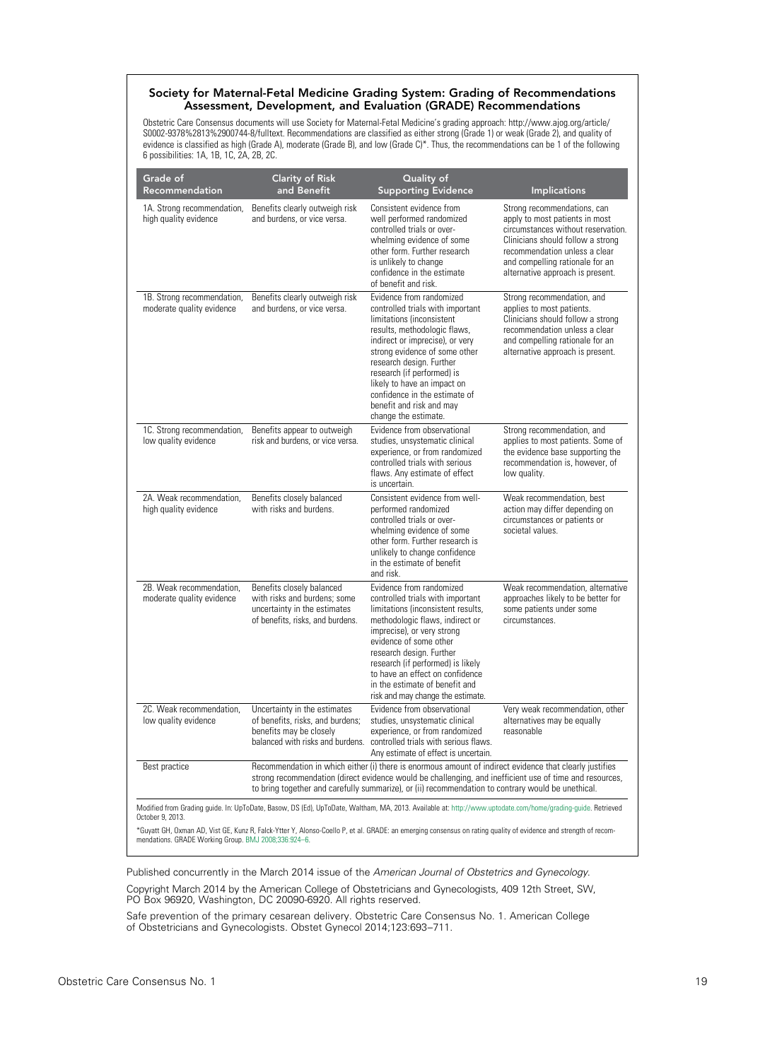## Society for Maternal-Fetal Medicine Grading System: Grading of Recommendations Assessment, Development, and Evaluation (GRADE) Recommendations

Obstetric Care Consensus documents will use Society for Maternal-Fetal Medicine's grading approach: http://www.ajog.org/article/S0002-9378%2813%2900744-8/fulltext. Recommendations are classified as either strong (Grade 1) or weak (Grade 2), and quality of evidence is classified as high (Grade A), moderate (Grade B), and low (Grade C)*. Thus, the recommendations can be 1 of the following 6 possibilities: 1A, 1B, 1C, 2A, 2B, 2C.

| Grade of Recommendation | Clarity of Risk and Benefit | Quality of Supporting Evidence | Implications |
|---|---|---|---|
| 1A. Strong recommendation, high quality evidence | Benefits clearly outweigh risk and burdens, or vice versa. | Consistent evidence from well performed randomized controlled trials or overwhelming evidence of some other form. Further research is unlikely to change confidence in the estimate of benefit and risk. | Strong recommendations, can apply to most patients in most circumstances without reservation. Clinicians should follow a strong recommendation unless a clear and compelling rationale for an alternative approach is present. |
| 1B. Strong recommendation, moderate quality evidence | Benefits clearly outweigh risk and burdens, or vice versa. | Evidence from randomized controlled trials with important limitations (inconsistent results, methodologic flaws, indirect or imprecise), or very strong evidence of some other research design. Further research (if performed) is likely to have an impact on confidence in the estimate of benefit and risk and may change the estimate. | Strong recommendation, and applies to most patients. Clinicians should follow a strong recommendation unless a clear and compelling rationale for an alternative approach is present. |
| 1C. Strong recommendation, low quality evidence | Benefits appear to outweigh risk and burdens, or vice versa. | Evidence from observational studies, unsystematic clinical experience, or from randomized controlled trials with serious flaws. Any estimate of effect is uncertain. | Strong recommendation, and applies to most patients. Some of the evidence base supporting the recommendation is, however, of low quality. |
| 2A. Weak recommendation, high quality evidence | Benefits closely balanced with risks and burdens. | Consistent evidence from well-performed randomized controlled trials or overwhelming evidence of some other form. Further research is unlikely to change confidence in the estimate of benefit and risk. | Weak recommendation, best action may differ depending on circumstances or patients or societal values. |
| 2B. Weak recommendation, moderate quality evidence | Benefits closely balanced with risks and burdens; some uncertainty in the estimates of benefits, risks, and burdens. | Evidence from randomized controlled trials with important limitations (inconsistent results, methodologic flaws, indirect or imprecise), or very strong evidence of some other research design. Further research (if performed) is likely to have an effect on confidence in the estimate of benefit and risk and may change the estimate. | Weak recommendation, alternative approaches likely to be better for some patients under some circumstances. |
| 2C. Weak recommendation, low quality evidence | Uncertainty in the estimates of benefits, risks, and burdens; benefits may be closely balanced with risks and burdens. | Evidence from observational studies, unsystematic clinical experience, or from randomized controlled trials with serious flaws. Any estimate of effect is uncertain. | Very weak recommendation, other alternatives may be equally reasonable |
| Best practice | Recommendation in which either (i) there is enormous amount of indirect evidence that clearly justifies strong recommendation (direct evidence would be challenging, and inefficient use of time and resources, to bring together and carefully summarize), or (ii) recommendation to contrary would be unethical. | | |

Modified from Grading guide. In: UpToDate, Basow, DS (Ed), UpToDate, Waltham, MA, 2013. Available at: http://www.uptodate.com/home/grading-guide. Retrieved October 9, 2013.

*Guyatt GH, Oxman AD, Vist GE, Kunz R, Falck-Ytter Y, Alonso-Coello P, et al. GRADE: an emerging consensus on rating quality of evidence and strength of recommendations. GRADE Working Group. BMJ 2008;336:924–6.

Published concurrently in the March 2014 issue of the *American Journal of Obstetrics and Gynecology.*

Copyright March 2014 by the American College of Obstetricians and Gynecologists, 409 12th Street, SW, PO Box 96920, Washington, DC 20090-6920. All rights reserved.

Safe prevention of the primary cesarean delivery. Obstetric Care Consensus No. 1. American College of Obstetricians and Gynecologists. Obstet Gynecol 2014;123:693–711.